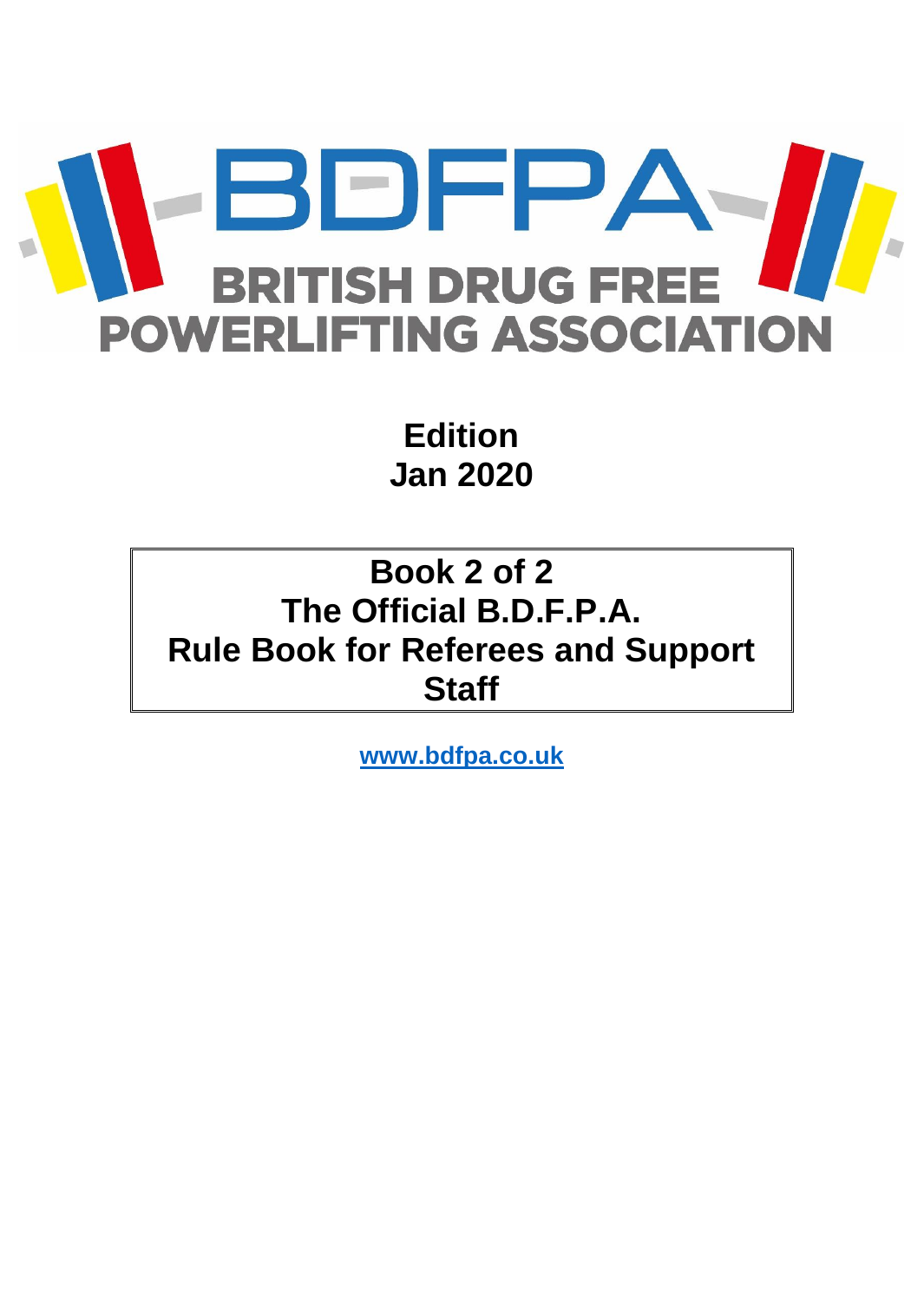# BDFPA

## BRITISH DRUG FREE POWERLIFTING ASSOCIATION

**Edition**
**Jan 2020**

**Book 2 of 2**
**The Official B.D.F.P.A.**
**Rule Book for Referees and Support Staff**

www.bdfpa.co.uk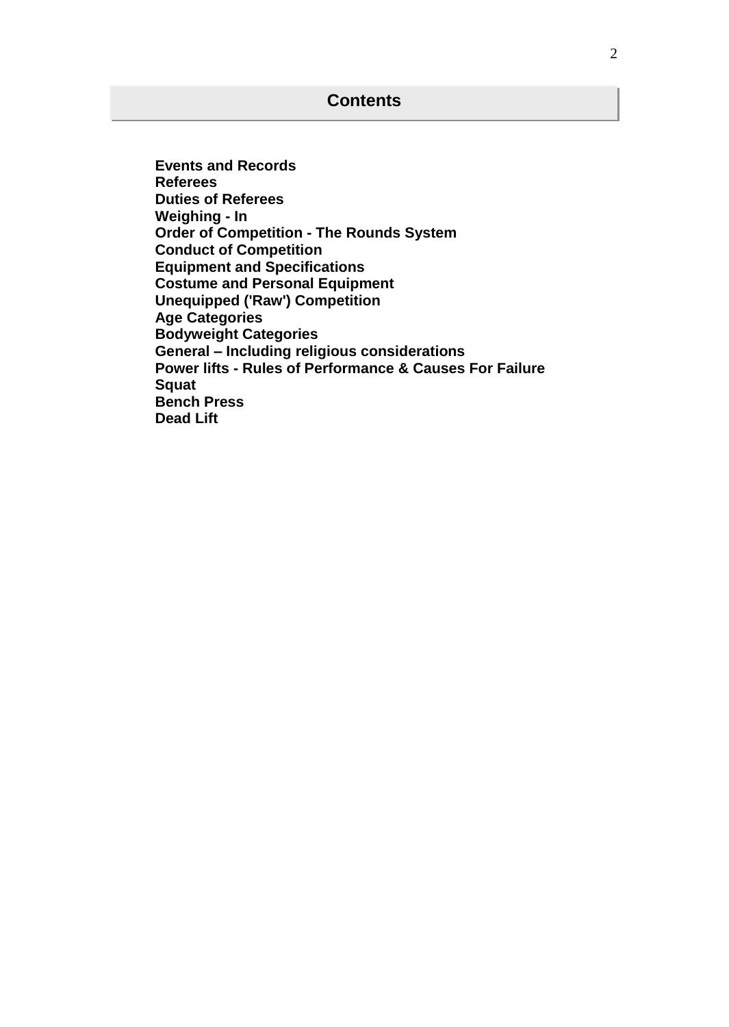# Contents

**Events and Records**
**Referees**
**Duties of Referees**
**Weighing - In**
**Order of Competition - The Rounds System**
**Conduct of Competition**
**Equipment and Specifications**
**Costume and Personal Equipment**
**Unequipped ('Raw') Competition**
**Age Categories**
**Bodyweight Categories**
**General – Including religious considerations**
**Power lifts - Rules of Performance & Causes For Failure**
**Squat**
**Bench Press**
**Dead Lift**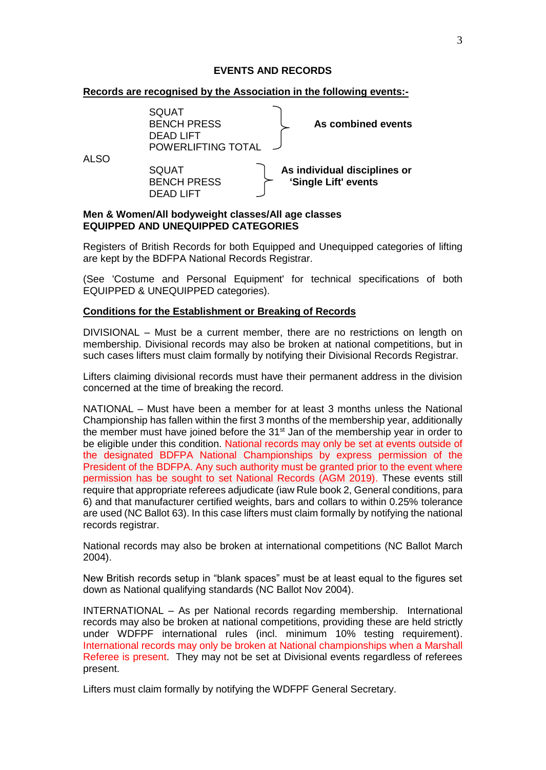## EVENTS AND RECORDS

**Records are recognised by the Association in the following events:-**

| | Events | |
|---|---|---|
| | SQUAT<br>BENCH PRESS<br>DEAD LIFT<br>POWERLIFTING TOTAL | **As combined events** |
| ALSO | SQUAT<br>BENCH PRESS<br>DEAD LIFT | **As individual disciplines or 'Single Lift' events** |

**Men & Women/All bodyweight classes/All age classes**
**EQUIPPED AND UNEQUIPPED CATEGORIES**

Registers of British Records for both Equipped and Unequipped categories of lifting are kept by the BDFPA National Records Registrar.

(See 'Costume and Personal Equipment' for technical specifications of both EQUIPPED & UNEQUIPPED categories).

**Conditions for the Establishment or Breaking of Records**

DIVISIONAL – Must be a current member, there are no restrictions on length on membership. Divisional records may also be broken at national competitions, but in such cases lifters must claim formally by notifying their Divisional Records Registrar.

Lifters claiming divisional records must have their permanent address in the division concerned at the time of breaking the record.

NATIONAL – Must have been a member for at least 3 months unless the National Championship has fallen within the first 3 months of the membership year, additionally the member must have joined before the 31st Jan of the membership year in order to be eligible under this condition. National records may only be set at events outside of the designated BDFPA National Championships by express permission of the President of the BDFPA. Any such authority must be granted prior to the event where permission has be sought to set National Records (AGM 2019). These events still require that appropriate referees adjudicate (iaw Rule book 2, General conditions, para 6) and that manufacturer certified weights, bars and collars to within 0.25% tolerance are used (NC Ballot 63). In this case lifters must claim formally by notifying the national records registrar.

National records may also be broken at international competitions (NC Ballot March 2004).

New British records setup in "blank spaces" must be at least equal to the figures set down as National qualifying standards (NC Ballot Nov 2004).

INTERNATIONAL – As per National records regarding membership. International records may also be broken at national competitions, providing these are held strictly under WDFPF international rules (incl. minimum 10% testing requirement). International records may only be broken at National championships when a Marshall Referee is present. They may not be set at Divisional events regardless of referees present.

Lifters must claim formally by notifying the WDFPF General Secretary.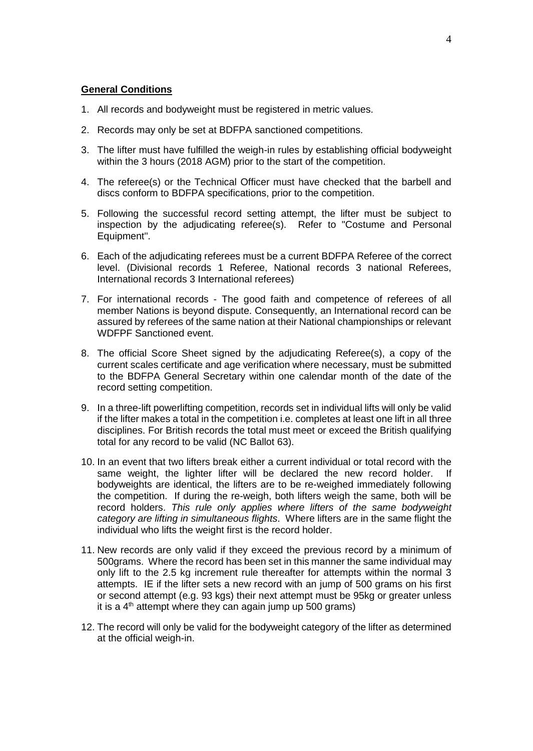**General Conditions**

1. All records and bodyweight must be registered in metric values.
2. Records may only be set at BDFPA sanctioned competitions.
3. The lifter must have fulfilled the weigh-in rules by establishing official bodyweight within the 3 hours (2018 AGM) prior to the start of the competition.
4. The referee(s) or the Technical Officer must have checked that the barbell and discs conform to BDFPA specifications, prior to the competition.
5. Following the successful record setting attempt, the lifter must be subject to inspection by the adjudicating referee(s). Refer to "Costume and Personal Equipment".
6. Each of the adjudicating referees must be a current BDFPA Referee of the correct level. (Divisional records 1 Referee, National records 3 national Referees, International records 3 International referees)
7. For international records - The good faith and competence of referees of all member Nations is beyond dispute. Consequently, an International record can be assured by referees of the same nation at their National championships or relevant WDFPF Sanctioned event.
8. The official Score Sheet signed by the adjudicating Referee(s), a copy of the current scales certificate and age verification where necessary, must be submitted to the BDFPA General Secretary within one calendar month of the date of the record setting competition.
9. In a three-lift powerlifting competition, records set in individual lifts will only be valid if the lifter makes a total in the competition i.e. completes at least one lift in all three disciplines. For British records the total must meet or exceed the British qualifying total for any record to be valid (NC Ballot 63).
10. In an event that two lifters break either a current individual or total record with the same weight, the lighter lifter will be declared the new record holder. If bodyweights are identical, the lifters are to be re-weighed immediately following the competition. If during the re-weigh, both lifters weigh the same, both will be record holders. *This rule only applies where lifters of the same bodyweight category are lifting in simultaneous flights*. Where lifters are in the same flight the individual who lifts the weight first is the record holder.
11. New records are only valid if they exceed the previous record by a minimum of 500grams. Where the record has been set in this manner the same individual may only lift to the 2.5 kg increment rule thereafter for attempts within the normal 3 attempts. IE if the lifter sets a new record with an jump of 500 grams on his first or second attempt (e.g. 93 kgs) their next attempt must be 95kg or greater unless it is a 4th attempt where they can again jump up 500 grams)
12. The record will only be valid for the bodyweight category of the lifter as determined at the official weigh-in.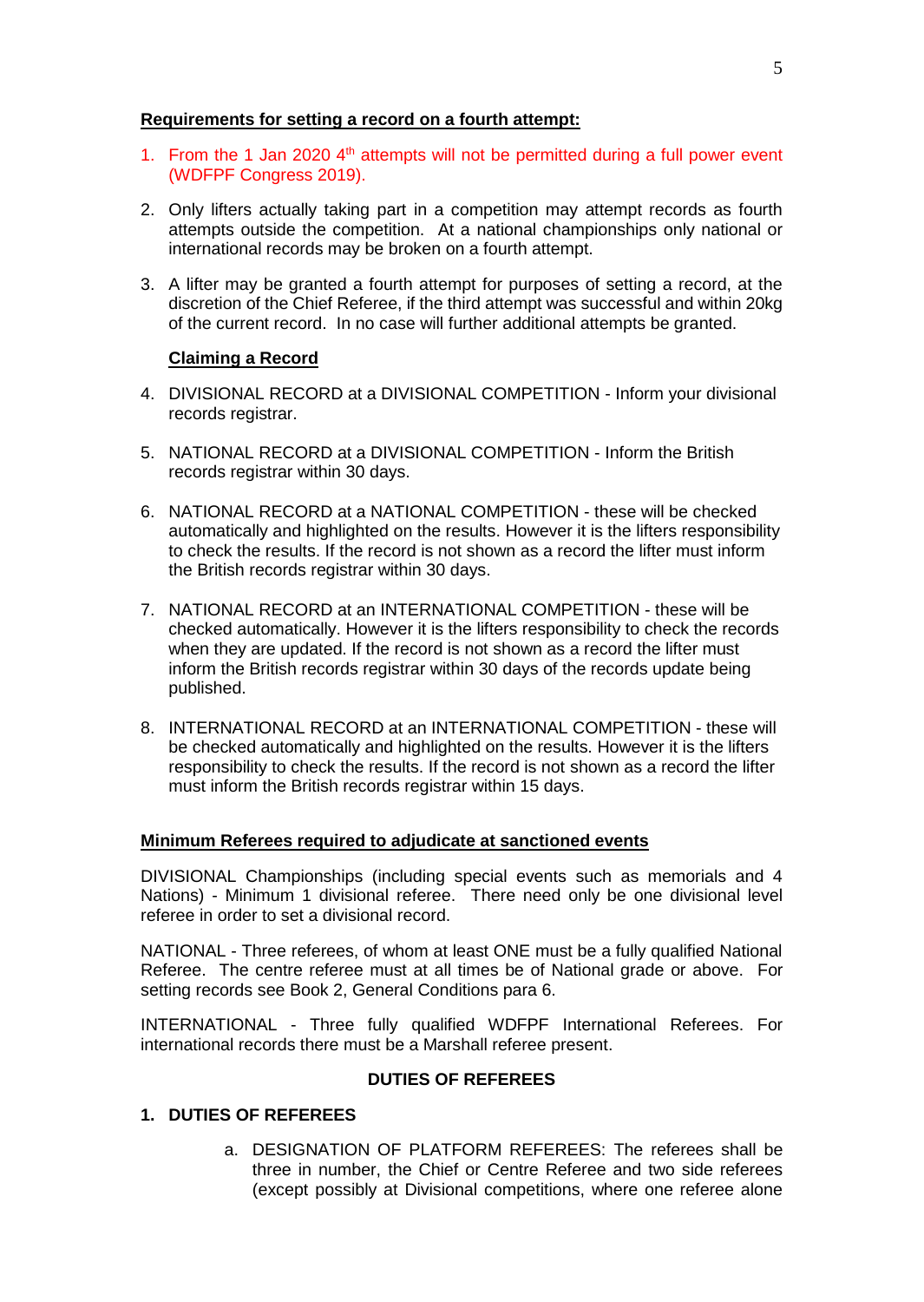**Requirements for setting a record on a fourth attempt:**

1. From the 1 Jan 2020 4th attempts will not be permitted during a full power event (WDFPF Congress 2019).

2. Only lifters actually taking part in a competition may attempt records as fourth attempts outside the competition. At a national championships only national or international records may be broken on a fourth attempt.

3. A lifter may be granted a fourth attempt for purposes of setting a record, at the discretion of the Chief Referee, if the third attempt was successful and within 20kg of the current record. In no case will further additional attempts be granted.

**Claiming a Record**

4. DIVISIONAL RECORD at a DIVISIONAL COMPETITION - Inform your divisional records registrar.

5. NATIONAL RECORD at a DIVISIONAL COMPETITION - Inform the British records registrar within 30 days.

6. NATIONAL RECORD at a NATIONAL COMPETITION - these will be checked automatically and highlighted on the results. However it is the lifters responsibility to check the results. If the record is not shown as a record the lifter must inform the British records registrar within 30 days.

7. NATIONAL RECORD at an INTERNATIONAL COMPETITION - these will be checked automatically. However it is the lifters responsibility to check the records when they are updated. If the record is not shown as a record the lifter must inform the British records registrar within 30 days of the records update being published.

8. INTERNATIONAL RECORD at an INTERNATIONAL COMPETITION - these will be checked automatically and highlighted on the results. However it is the lifters responsibility to check the results. If the record is not shown as a record the lifter must inform the British records registrar within 15 days.

**Minimum Referees required to adjudicate at sanctioned events**

DIVISIONAL Championships (including special events such as memorials and 4 Nations) - Minimum 1 divisional referee. There need only be one divisional level referee in order to set a divisional record.

NATIONAL - Three referees, of whom at least ONE must be a fully qualified National Referee. The centre referee must at all times be of National grade or above. For setting records see Book 2, General Conditions para 6.

INTERNATIONAL - Three fully qualified WDFPF International Referees. For international records there must be a Marshall referee present.

## DUTIES OF REFEREES

**1. DUTIES OF REFEREES**

a. DESIGNATION OF PLATFORM REFEREES: The referees shall be three in number, the Chief or Centre Referee and two side referees (except possibly at Divisional competitions, where one referee alone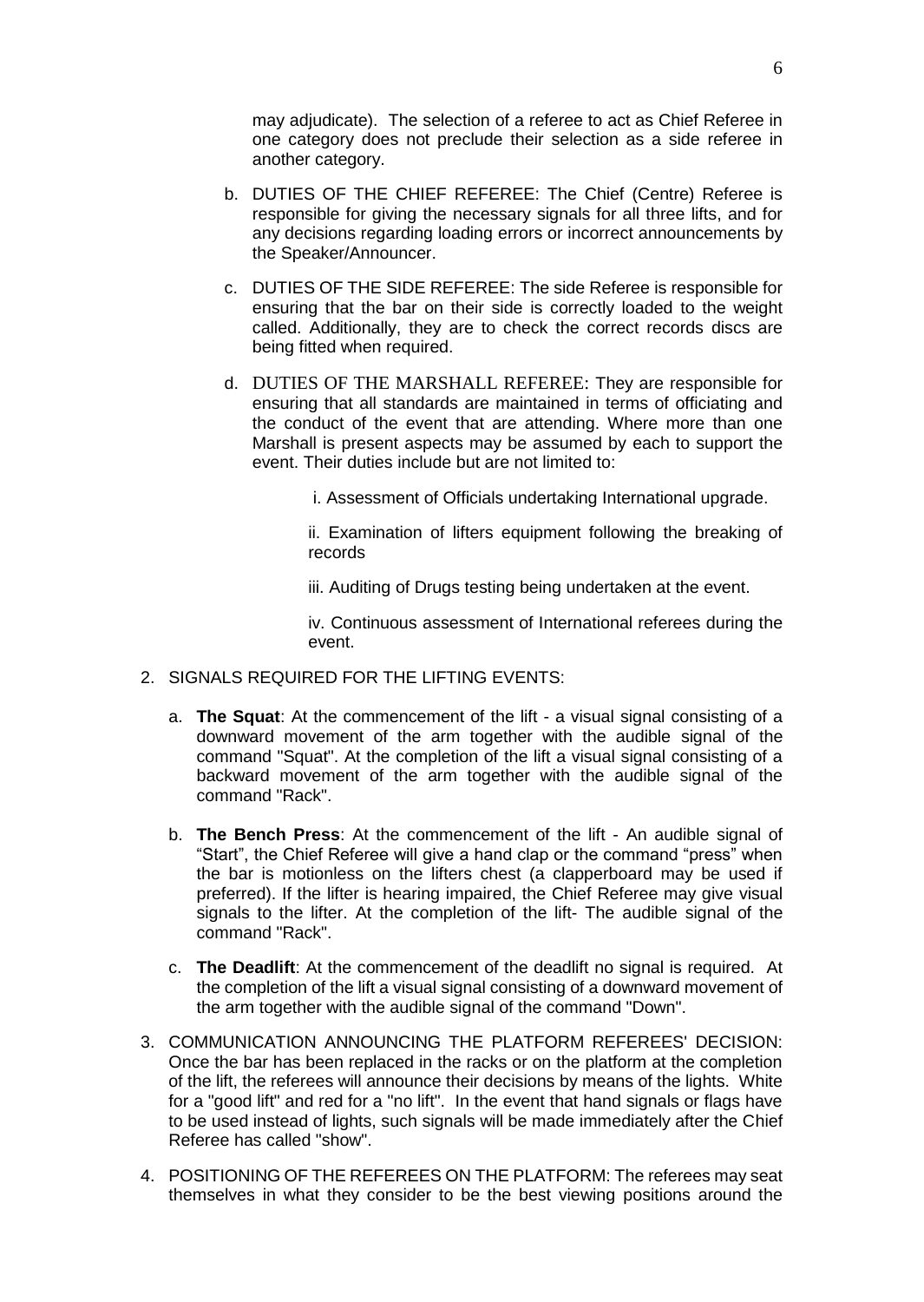may adjudicate). The selection of a referee to act as Chief Referee in one category does not preclude their selection as a side referee in another category.

b. DUTIES OF THE CHIEF REFEREE: The Chief (Centre) Referee is responsible for giving the necessary signals for all three lifts, and for any decisions regarding loading errors or incorrect announcements by the Speaker/Announcer.

c. DUTIES OF THE SIDE REFEREE: The side Referee is responsible for ensuring that the bar on their side is correctly loaded to the weight called. Additionally, they are to check the correct records discs are being fitted when required.

d. DUTIES OF THE MARSHALL REFEREE: They are responsible for ensuring that all standards are maintained in terms of officiating and the conduct of the event that are attending. Where more than one Marshall is present aspects may be assumed by each to support the event. Their duties include but are not limited to:

   i. Assessment of Officials undertaking International upgrade.

   ii. Examination of lifters equipment following the breaking of records

   iii. Auditing of Drugs testing being undertaken at the event.

   iv. Continuous assessment of International referees during the event.

2. SIGNALS REQUIRED FOR THE LIFTING EVENTS:

   a. **The Squat**: At the commencement of the lift - a visual signal consisting of a downward movement of the arm together with the audible signal of the command "Squat". At the completion of the lift a visual signal consisting of a backward movement of the arm together with the audible signal of the command "Rack".

   b. **The Bench Press**: At the commencement of the lift - An audible signal of "Start", the Chief Referee will give a hand clap or the command "press" when the bar is motionless on the lifters chest (a clapperboard may be used if preferred). If the lifter is hearing impaired, the Chief Referee may give visual signals to the lifter. At the completion of the lift- The audible signal of the command "Rack".

   c. **The Deadlift**: At the commencement of the deadlift no signal is required. At the completion of the lift a visual signal consisting of a downward movement of the arm together with the audible signal of the command "Down".

3. COMMUNICATION ANNOUNCING THE PLATFORM REFEREES' DECISION: Once the bar has been replaced in the racks or on the platform at the completion of the lift, the referees will announce their decisions by means of the lights. White for a "good lift" and red for a "no lift". In the event that hand signals or flags have to be used instead of lights, such signals will be made immediately after the Chief Referee has called "show".

4. POSITIONING OF THE REFEREES ON THE PLATFORM: The referees may seat themselves in what they consider to be the best viewing positions around the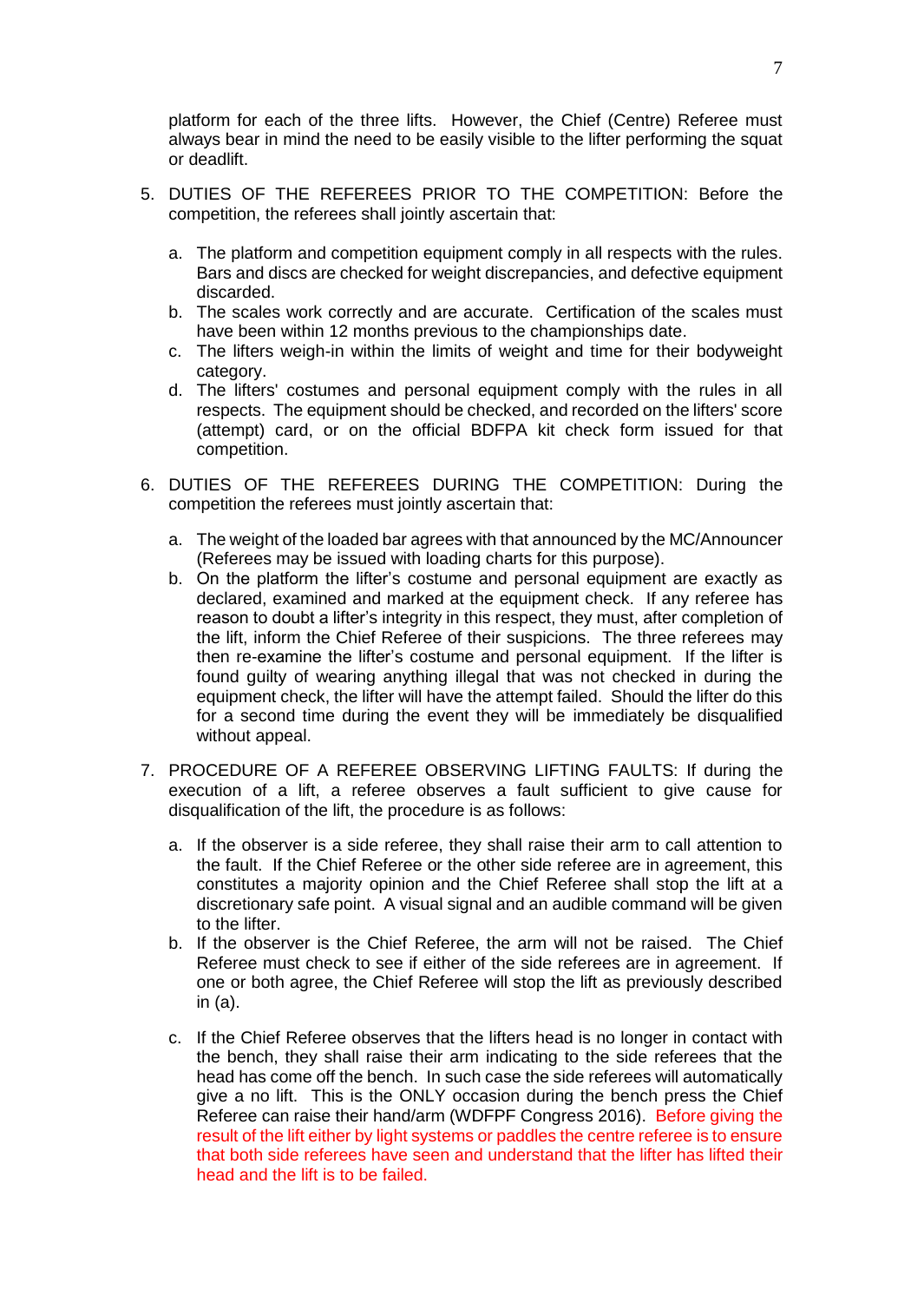platform for each of the three lifts. However, the Chief (Centre) Referee must always bear in mind the need to be easily visible to the lifter performing the squat or deadlift.

5. DUTIES OF THE REFEREES PRIOR TO THE COMPETITION: Before the competition, the referees shall jointly ascertain that:

    a. The platform and competition equipment comply in all respects with the rules. Bars and discs are checked for weight discrepancies, and defective equipment discarded.
    b. The scales work correctly and are accurate. Certification of the scales must have been within 12 months previous to the championships date.
    c. The lifters weigh-in within the limits of weight and time for their bodyweight category.
    d. The lifters' costumes and personal equipment comply with the rules in all respects. The equipment should be checked, and recorded on the lifters' score (attempt) card, or on the official BDFPA kit check form issued for that competition.

6. DUTIES OF THE REFEREES DURING THE COMPETITION: During the competition the referees must jointly ascertain that:

    a. The weight of the loaded bar agrees with that announced by the MC/Announcer (Referees may be issued with loading charts for this purpose).
    b. On the platform the lifter's costume and personal equipment are exactly as declared, examined and marked at the equipment check. If any referee has reason to doubt a lifter's integrity in this respect, they must, after completion of the lift, inform the Chief Referee of their suspicions. The three referees may then re-examine the lifter's costume and personal equipment. If the lifter is found guilty of wearing anything illegal that was not checked in during the equipment check, the lifter will have the attempt failed. Should the lifter do this for a second time during the event they will be immediately be disqualified without appeal.

7. PROCEDURE OF A REFEREE OBSERVING LIFTING FAULTS: If during the execution of a lift, a referee observes a fault sufficient to give cause for disqualification of the lift, the procedure is as follows:

    a. If the observer is a side referee, they shall raise their arm to call attention to the fault. If the Chief Referee or the other side referee are in agreement, this constitutes a majority opinion and the Chief Referee shall stop the lift at a discretionary safe point. A visual signal and an audible command will be given to the lifter.
    b. If the observer is the Chief Referee, the arm will not be raised. The Chief Referee must check to see if either of the side referees are in agreement. If one or both agree, the Chief Referee will stop the lift as previously described in (a).
    c. If the Chief Referee observes that the lifters head is no longer in contact with the bench, they shall raise their arm indicating to the side referees that the head has come off the bench. In such case the side referees will automatically give a no lift. This is the ONLY occasion during the bench press the Chief Referee can raise their hand/arm (WDFPF Congress 2016). Before giving the result of the lift either by light systems or paddles the centre referee is to ensure that both side referees have seen and understand that the lifter has lifted their head and the lift is to be failed.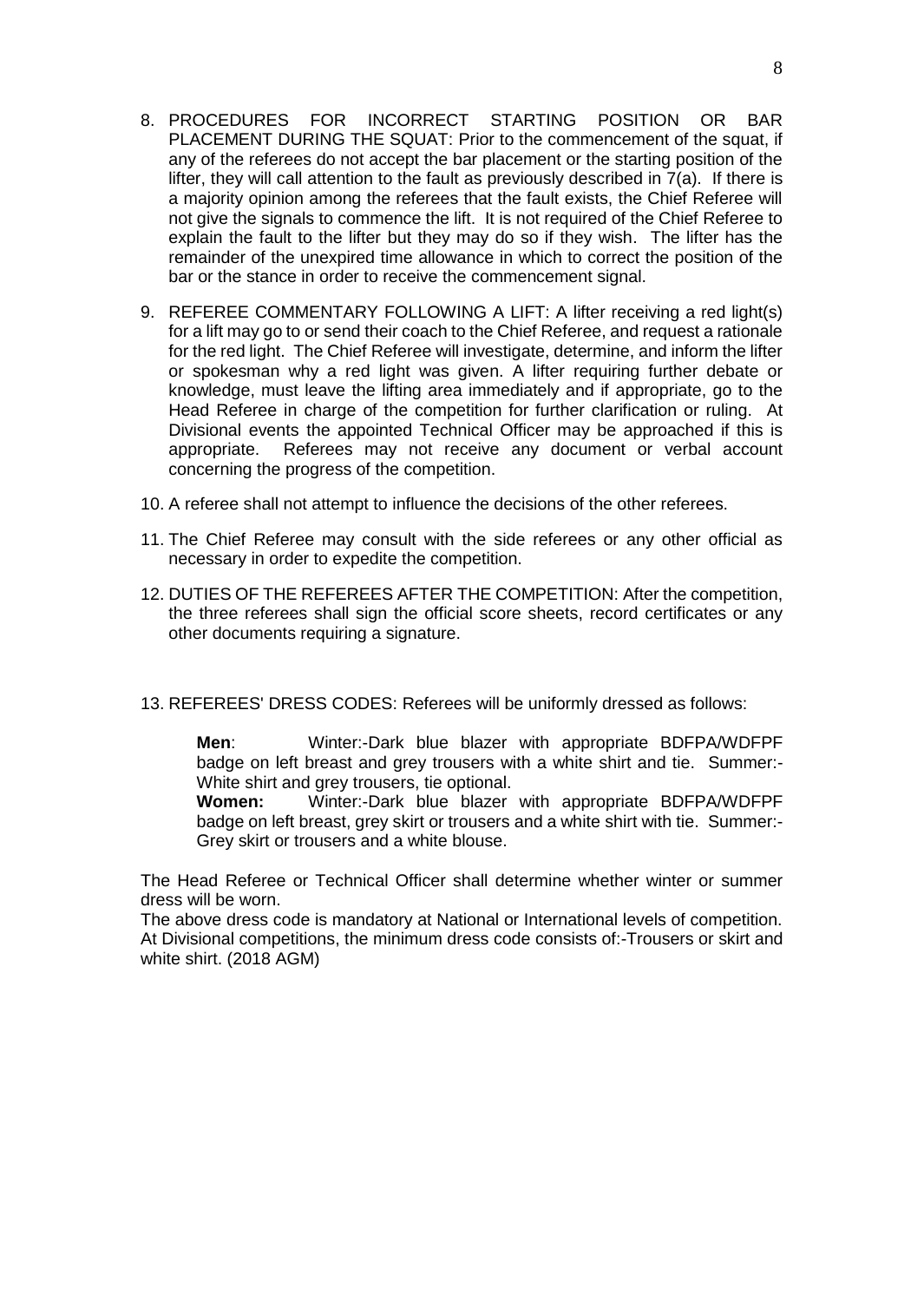8. PROCEDURES FOR INCORRECT STARTING POSITION OR BAR PLACEMENT DURING THE SQUAT: Prior to the commencement of the squat, if any of the referees do not accept the bar placement or the starting position of the lifter, they will call attention to the fault as previously described in 7(a). If there is a majority opinion among the referees that the fault exists, the Chief Referee will not give the signals to commence the lift. It is not required of the Chief Referee to explain the fault to the lifter but they may do so if they wish. The lifter has the remainder of the unexpired time allowance in which to correct the position of the bar or the stance in order to receive the commencement signal.

9. REFEREE COMMENTARY FOLLOWING A LIFT: A lifter receiving a red light(s) for a lift may go to or send their coach to the Chief Referee, and request a rationale for the red light. The Chief Referee will investigate, determine, and inform the lifter or spokesman why a red light was given. A lifter requiring further debate or knowledge, must leave the lifting area immediately and if appropriate, go to the Head Referee in charge of the competition for further clarification or ruling. At Divisional events the appointed Technical Officer may be approached if this is appropriate. Referees may not receive any document or verbal account concerning the progress of the competition.

10. A referee shall not attempt to influence the decisions of the other referees.

11. The Chief Referee may consult with the side referees or any other official as necessary in order to expedite the competition.

12. DUTIES OF THE REFEREES AFTER THE COMPETITION: After the competition, the three referees shall sign the official score sheets, record certificates or any other documents requiring a signature.

13. REFEREES' DRESS CODES: Referees will be uniformly dressed as follows:

    **Men**: Winter:-Dark blue blazer with appropriate BDFPA/WDFPF badge on left breast and grey trousers with a white shirt and tie. Summer:- White shirt and grey trousers, tie optional.
    **Women:** Winter:-Dark blue blazer with appropriate BDFPA/WDFPF badge on left breast, grey skirt or trousers and a white shirt with tie. Summer:- Grey skirt or trousers and a white blouse.

The Head Referee or Technical Officer shall determine whether winter or summer dress will be worn.
The above dress code is mandatory at National or International levels of competition. At Divisional competitions, the minimum dress code consists of:-Trousers or skirt and white shirt. (2018 AGM)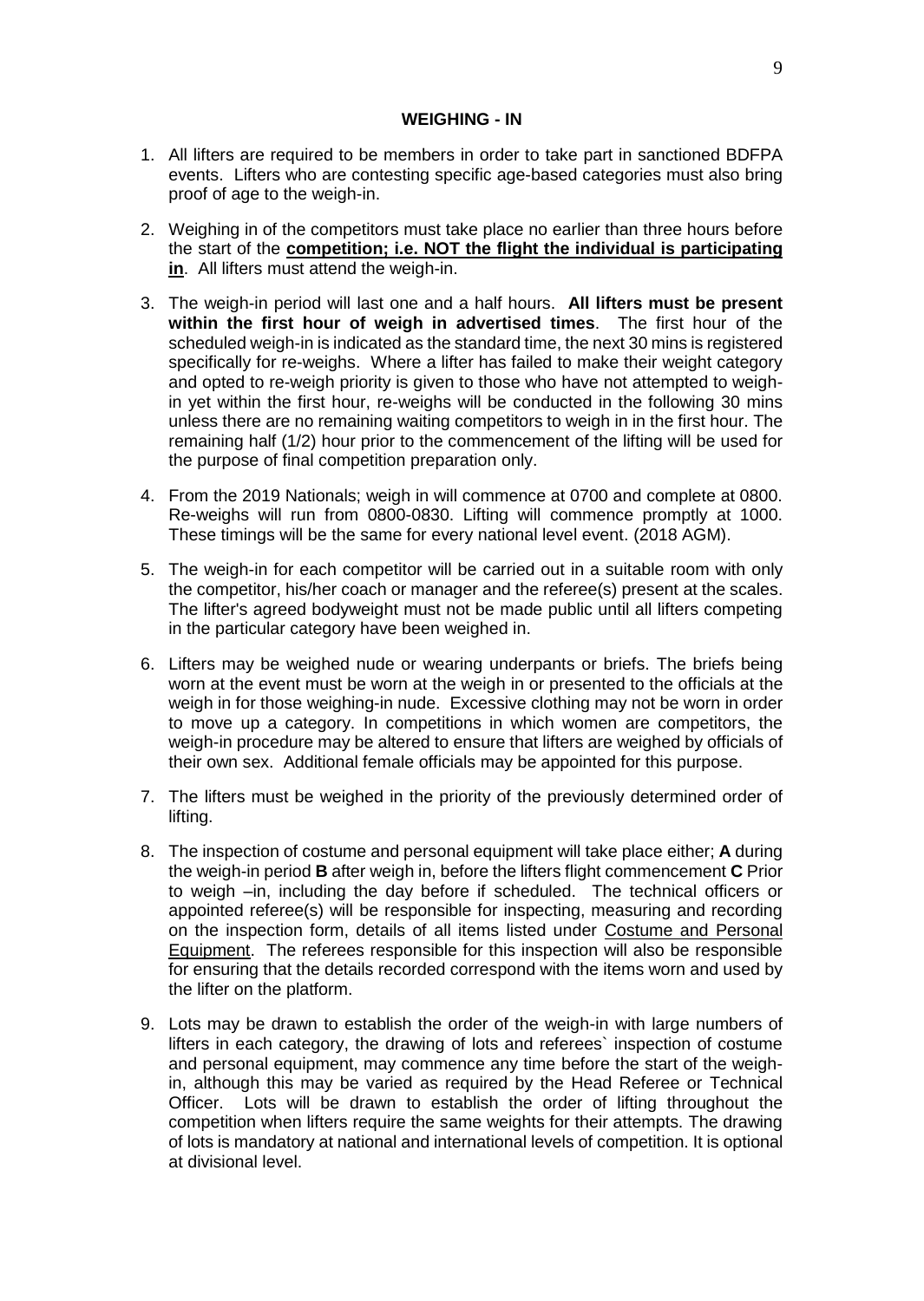## WEIGHING - IN

1. All lifters are required to be members in order to take part in sanctioned BDFPA events. Lifters who are contesting specific age-based categories must also bring proof of age to the weigh-in.

2. Weighing in of the competitors must take place no earlier than three hours before the start of the **competition; i.e. NOT the flight the individual is participating in**. All lifters must attend the weigh-in.

3. The weigh-in period will last one and a half hours. **All lifters must be present within the first hour of weigh in advertised times**. The first hour of the scheduled weigh-in is indicated as the standard time, the next 30 mins is registered specifically for re-weighs. Where a lifter has failed to make their weight category and opted to re-weigh priority is given to those who have not attempted to weigh-in yet within the first hour, re-weighs will be conducted in the following 30 mins unless there are no remaining waiting competitors to weigh in in the first hour. The remaining half (1/2) hour prior to the commencement of the lifting will be used for the purpose of final competition preparation only.

4. From the 2019 Nationals; weigh in will commence at 0700 and complete at 0800. Re-weighs will run from 0800-0830. Lifting will commence promptly at 1000. These timings will be the same for every national level event. (2018 AGM).

5. The weigh-in for each competitor will be carried out in a suitable room with only the competitor, his/her coach or manager and the referee(s) present at the scales. The lifter's agreed bodyweight must not be made public until all lifters competing in the particular category have been weighed in.

6. Lifters may be weighed nude or wearing underpants or briefs. The briefs being worn at the event must be worn at the weigh in or presented to the officials at the weigh in for those weighing-in nude. Excessive clothing may not be worn in order to move up a category. In competitions in which women are competitors, the weigh-in procedure may be altered to ensure that lifters are weighed by officials of their own sex. Additional female officials may be appointed for this purpose.

7. The lifters must be weighed in the priority of the previously determined order of lifting.

8. The inspection of costume and personal equipment will take place either; **A** during the weigh-in period **B** after weigh in, before the lifters flight commencement **C** Prior to weigh –in, including the day before if scheduled. The technical officers or appointed referee(s) will be responsible for inspecting, measuring and recording on the inspection form, details of all items listed under Costume and Personal Equipment. The referees responsible for this inspection will also be responsible for ensuring that the details recorded correspond with the items worn and used by the lifter on the platform.

9. Lots may be drawn to establish the order of the weigh-in with large numbers of lifters in each category, the drawing of lots and referees` inspection of costume and personal equipment, may commence any time before the start of the weigh-in, although this may be varied as required by the Head Referee or Technical Officer. Lots will be drawn to establish the order of lifting throughout the competition when lifters require the same weights for their attempts. The drawing of lots is mandatory at national and international levels of competition. It is optional at divisional level.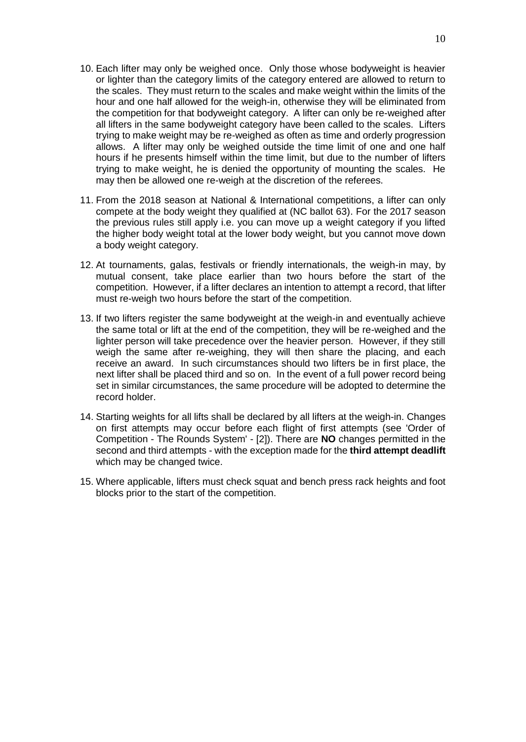10. Each lifter may only be weighed once. Only those whose bodyweight is heavier or lighter than the category limits of the category entered are allowed to return to the scales. They must return to the scales and make weight within the limits of the hour and one half allowed for the weigh-in, otherwise they will be eliminated from the competition for that bodyweight category. A lifter can only be re-weighed after all lifters in the same bodyweight category have been called to the scales. Lifters trying to make weight may be re-weighed as often as time and orderly progression allows. A lifter may only be weighed outside the time limit of one and one half hours if he presents himself within the time limit, but due to the number of lifters trying to make weight, he is denied the opportunity of mounting the scales. He may then be allowed one re-weigh at the discretion of the referees.

11. From the 2018 season at National & International competitions, a lifter can only compete at the body weight they qualified at (NC ballot 63). For the 2017 season the previous rules still apply i.e. you can move up a weight category if you lifted the higher body weight total at the lower body weight, but you cannot move down a body weight category.

12. At tournaments, galas, festivals or friendly internationals, the weigh-in may, by mutual consent, take place earlier than two hours before the start of the competition. However, if a lifter declares an intention to attempt a record, that lifter must re-weigh two hours before the start of the competition.

13. If two lifters register the same bodyweight at the weigh-in and eventually achieve the same total or lift at the end of the competition, they will be re-weighed and the lighter person will take precedence over the heavier person. However, if they still weigh the same after re-weighing, they will then share the placing, and each receive an award. In such circumstances should two lifters be in first place, the next lifter shall be placed third and so on. In the event of a full power record being set in similar circumstances, the same procedure will be adopted to determine the record holder.

14. Starting weights for all lifts shall be declared by all lifters at the weigh-in. Changes on first attempts may occur before each flight of first attempts (see 'Order of Competition - The Rounds System' - [2]). There are **NO** changes permitted in the second and third attempts - with the exception made for the **third attempt deadlift** which may be changed twice.

15. Where applicable, lifters must check squat and bench press rack heights and foot blocks prior to the start of the competition.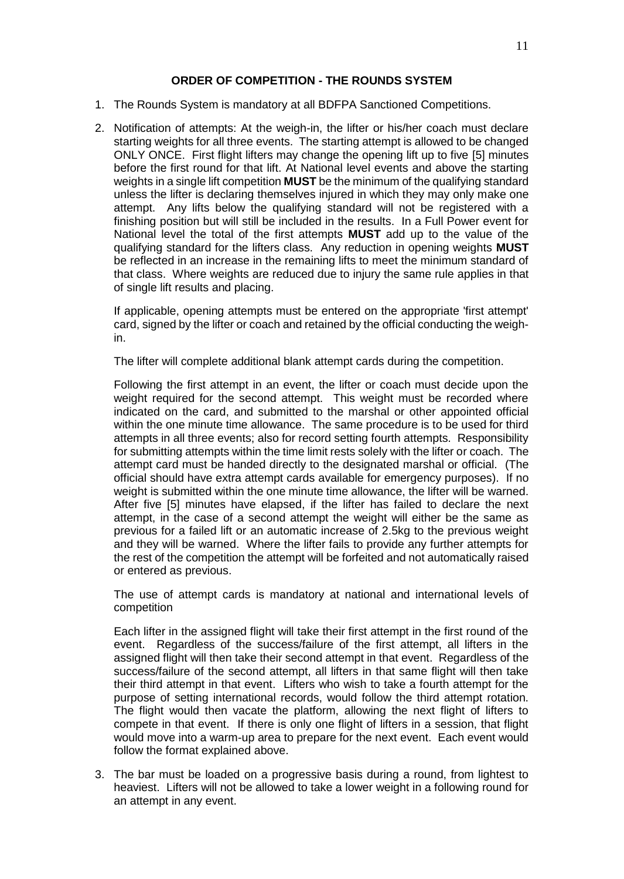## ORDER OF COMPETITION - THE ROUNDS SYSTEM

1. The Rounds System is mandatory at all BDFPA Sanctioned Competitions.

2. Notification of attempts: At the weigh-in, the lifter or his/her coach must declare starting weights for all three events. The starting attempt is allowed to be changed ONLY ONCE. First flight lifters may change the opening lift up to five [5] minutes before the first round for that lift. At National level events and above the starting weights in a single lift competition **MUST** be the minimum of the qualifying standard unless the lifter is declaring themselves injured in which they may only make one attempt. Any lifts below the qualifying standard will not be registered with a finishing position but will still be included in the results. In a Full Power event for National level the total of the first attempts **MUST** add up to the value of the qualifying standard for the lifters class. Any reduction in opening weights **MUST** be reflected in an increase in the remaining lifts to meet the minimum standard of that class. Where weights are reduced due to injury the same rule applies in that of single lift results and placing.

   If applicable, opening attempts must be entered on the appropriate 'first attempt' card, signed by the lifter or coach and retained by the official conducting the weigh-in.

   The lifter will complete additional blank attempt cards during the competition.

   Following the first attempt in an event, the lifter or coach must decide upon the weight required for the second attempt. This weight must be recorded where indicated on the card, and submitted to the marshal or other appointed official within the one minute time allowance. The same procedure is to be used for third attempts in all three events; also for record setting fourth attempts. Responsibility for submitting attempts within the time limit rests solely with the lifter or coach. The attempt card must be handed directly to the designated marshal or official. (The official should have extra attempt cards available for emergency purposes). If no weight is submitted within the one minute time allowance, the lifter will be warned. After five [5] minutes have elapsed, if the lifter has failed to declare the next attempt, in the case of a second attempt the weight will either be the same as previous for a failed lift or an automatic increase of 2.5kg to the previous weight and they will be warned. Where the lifter fails to provide any further attempts for the rest of the competition the attempt will be forfeited and not automatically raised or entered as previous.

   The use of attempt cards is mandatory at national and international levels of competition

   Each lifter in the assigned flight will take their first attempt in the first round of the event. Regardless of the success/failure of the first attempt, all lifters in the assigned flight will then take their second attempt in that event. Regardless of the success/failure of the second attempt, all lifters in that same flight will then take their third attempt in that event. Lifters who wish to take a fourth attempt for the purpose of setting international records, would follow the third attempt rotation. The flight would then vacate the platform, allowing the next flight of lifters to compete in that event. If there is only one flight of lifters in a session, that flight would move into a warm-up area to prepare for the next event. Each event would follow the format explained above.

3. The bar must be loaded on a progressive basis during a round, from lightest to heaviest. Lifters will not be allowed to take a lower weight in a following round for an attempt in any event.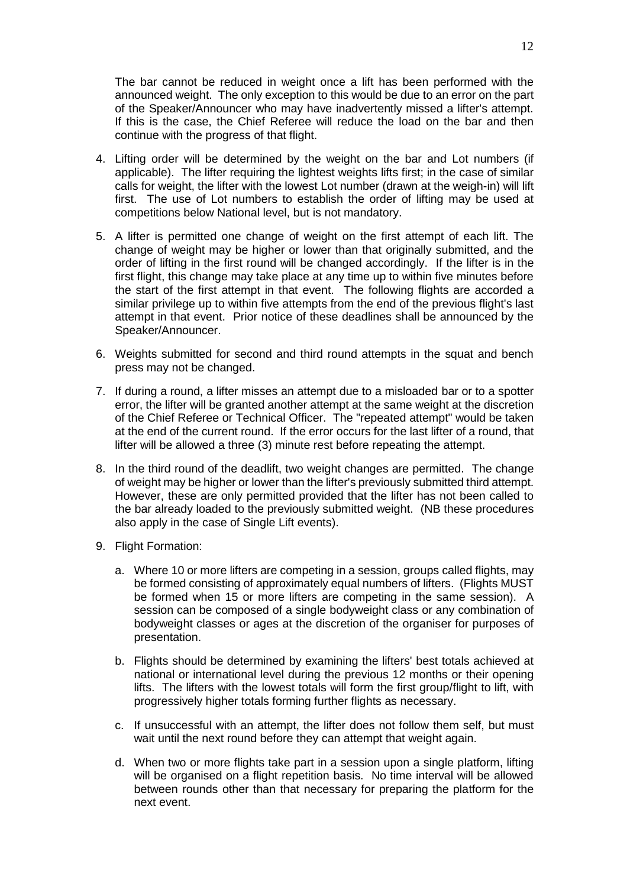The bar cannot be reduced in weight once a lift has been performed with the announced weight. The only exception to this would be due to an error on the part of the Speaker/Announcer who may have inadvertently missed a lifter's attempt. If this is the case, the Chief Referee will reduce the load on the bar and then continue with the progress of that flight.

4. Lifting order will be determined by the weight on the bar and Lot numbers (if applicable). The lifter requiring the lightest weights lifts first; in the case of similar calls for weight, the lifter with the lowest Lot number (drawn at the weigh-in) will lift first. The use of Lot numbers to establish the order of lifting may be used at competitions below National level, but is not mandatory.

5. A lifter is permitted one change of weight on the first attempt of each lift. The change of weight may be higher or lower than that originally submitted, and the order of lifting in the first round will be changed accordingly. If the lifter is in the first flight, this change may take place at any time up to within five minutes before the start of the first attempt in that event. The following flights are accorded a similar privilege up to within five attempts from the end of the previous flight's last attempt in that event. Prior notice of these deadlines shall be announced by the Speaker/Announcer.

6. Weights submitted for second and third round attempts in the squat and bench press may not be changed.

7. If during a round, a lifter misses an attempt due to a misloaded bar or to a spotter error, the lifter will be granted another attempt at the same weight at the discretion of the Chief Referee or Technical Officer. The "repeated attempt" would be taken at the end of the current round. If the error occurs for the last lifter of a round, that lifter will be allowed a three (3) minute rest before repeating the attempt.

8. In the third round of the deadlift, two weight changes are permitted. The change of weight may be higher or lower than the lifter's previously submitted third attempt. However, these are only permitted provided that the lifter has not been called to the bar already loaded to the previously submitted weight. (NB these procedures also apply in the case of Single Lift events).

9. Flight Formation:

   a. Where 10 or more lifters are competing in a session, groups called flights, may be formed consisting of approximately equal numbers of lifters. (Flights MUST be formed when 15 or more lifters are competing in the same session). A session can be composed of a single bodyweight class or any combination of bodyweight classes or ages at the discretion of the organiser for purposes of presentation.

   b. Flights should be determined by examining the lifters' best totals achieved at national or international level during the previous 12 months or their opening lifts. The lifters with the lowest totals will form the first group/flight to lift, with progressively higher totals forming further flights as necessary.

   c. If unsuccessful with an attempt, the lifter does not follow them self, but must wait until the next round before they can attempt that weight again.

   d. When two or more flights take part in a session upon a single platform, lifting will be organised on a flight repetition basis. No time interval will be allowed between rounds other than that necessary for preparing the platform for the next event.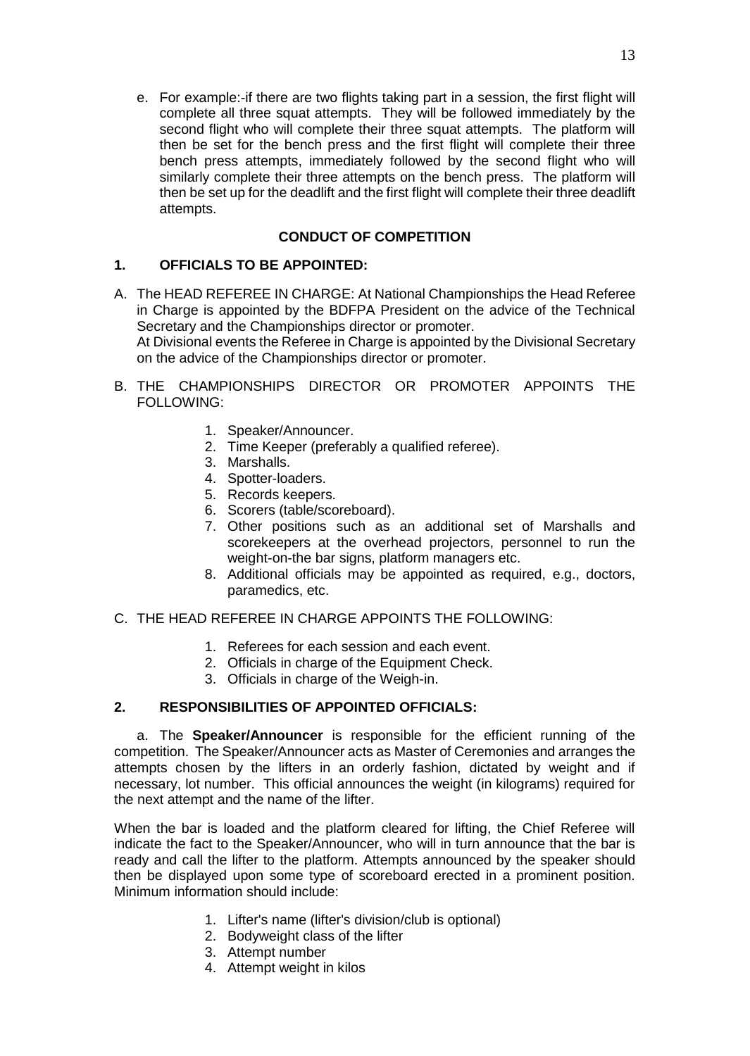e. For example:-if there are two flights taking part in a session, the first flight will complete all three squat attempts. They will be followed immediately by the second flight who will complete their three squat attempts. The platform will then be set for the bench press and the first flight will complete their three bench press attempts, immediately followed by the second flight who will similarly complete their three attempts on the bench press. The platform will then be set up for the deadlift and the first flight will complete their three deadlift attempts.

## CONDUCT OF COMPETITION

### 1. OFFICIALS TO BE APPOINTED:

A. The HEAD REFEREE IN CHARGE: At National Championships the Head Referee in Charge is appointed by the BDFPA President on the advice of the Technical Secretary and the Championships director or promoter.
At Divisional events the Referee in Charge is appointed by the Divisional Secretary on the advice of the Championships director or promoter.

B. THE CHAMPIONSHIPS DIRECTOR OR PROMOTER APPOINTS THE FOLLOWING:

1. Speaker/Announcer.
2. Time Keeper (preferably a qualified referee).
3. Marshalls.
4. Spotter-loaders.
5. Records keepers.
6. Scorers (table/scoreboard).
7. Other positions such as an additional set of Marshalls and scorekeepers at the overhead projectors, personnel to run the weight-on-the bar signs, platform managers etc.
8. Additional officials may be appointed as required, e.g., doctors, paramedics, etc.

C. THE HEAD REFEREE IN CHARGE APPOINTS THE FOLLOWING:

1. Referees for each session and each event.
2. Officials in charge of the Equipment Check.
3. Officials in charge of the Weigh-in.

### 2. RESPONSIBILITIES OF APPOINTED OFFICIALS:

a. The **Speaker/Announcer** is responsible for the efficient running of the competition. The Speaker/Announcer acts as Master of Ceremonies and arranges the attempts chosen by the lifters in an orderly fashion, dictated by weight and if necessary, lot number. This official announces the weight (in kilograms) required for the next attempt and the name of the lifter.

When the bar is loaded and the platform cleared for lifting, the Chief Referee will indicate the fact to the Speaker/Announcer, who will in turn announce that the bar is ready and call the lifter to the platform. Attempts announced by the speaker should then be displayed upon some type of scoreboard erected in a prominent position. Minimum information should include:

1. Lifter's name (lifter's division/club is optional)
2. Bodyweight class of the lifter
3. Attempt number
4. Attempt weight in kilos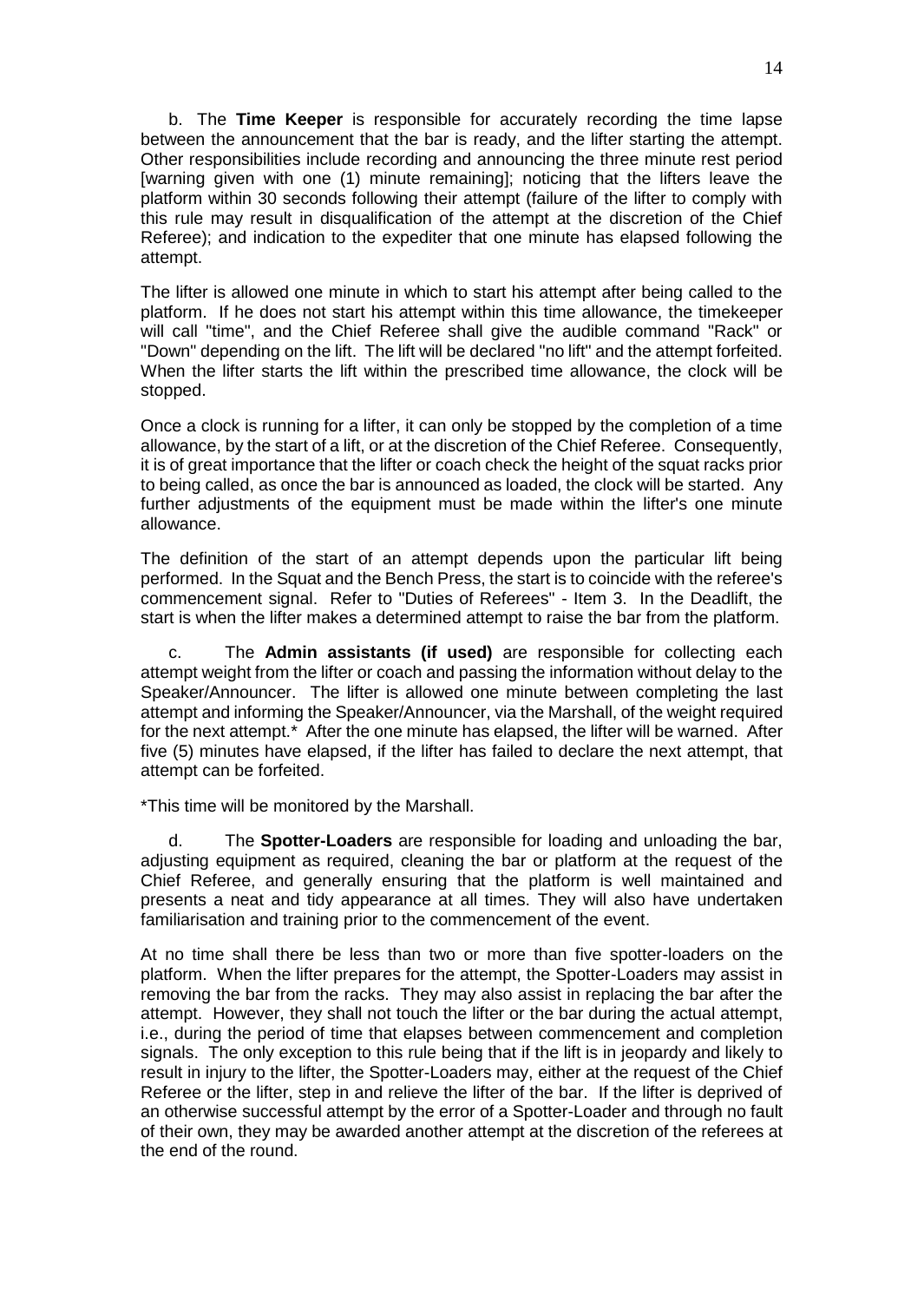b. The **Time Keeper** is responsible for accurately recording the time lapse between the announcement that the bar is ready, and the lifter starting the attempt. Other responsibilities include recording and announcing the three minute rest period [warning given with one (1) minute remaining]; noticing that the lifters leave the platform within 30 seconds following their attempt (failure of the lifter to comply with this rule may result in disqualification of the attempt at the discretion of the Chief Referee); and indication to the expediter that one minute has elapsed following the attempt.

The lifter is allowed one minute in which to start his attempt after being called to the platform. If he does not start his attempt within this time allowance, the timekeeper will call "time", and the Chief Referee shall give the audible command "Rack" or "Down" depending on the lift. The lift will be declared "no lift" and the attempt forfeited. When the lifter starts the lift within the prescribed time allowance, the clock will be stopped.

Once a clock is running for a lifter, it can only be stopped by the completion of a time allowance, by the start of a lift, or at the discretion of the Chief Referee. Consequently, it is of great importance that the lifter or coach check the height of the squat racks prior to being called, as once the bar is announced as loaded, the clock will be started. Any further adjustments of the equipment must be made within the lifter's one minute allowance.

The definition of the start of an attempt depends upon the particular lift being performed. In the Squat and the Bench Press, the start is to coincide with the referee's commencement signal. Refer to "Duties of Referees" - Item 3. In the Deadlift, the start is when the lifter makes a determined attempt to raise the bar from the platform.

c. The **Admin assistants (if used)** are responsible for collecting each attempt weight from the lifter or coach and passing the information without delay to the Speaker/Announcer. The lifter is allowed one minute between completing the last attempt and informing the Speaker/Announcer, via the Marshall, of the weight required for the next attempt.* After the one minute has elapsed, the lifter will be warned. After five (5) minutes have elapsed, if the lifter has failed to declare the next attempt, that attempt can be forfeited.

*This time will be monitored by the Marshall.

d. The **Spotter-Loaders** are responsible for loading and unloading the bar, adjusting equipment as required, cleaning the bar or platform at the request of the Chief Referee, and generally ensuring that the platform is well maintained and presents a neat and tidy appearance at all times. They will also have undertaken familiarisation and training prior to the commencement of the event.

At no time shall there be less than two or more than five spotter-loaders on the platform. When the lifter prepares for the attempt, the Spotter-Loaders may assist in removing the bar from the racks. They may also assist in replacing the bar after the attempt. However, they shall not touch the lifter or the bar during the actual attempt, i.e., during the period of time that elapses between commencement and completion signals. The only exception to this rule being that if the lift is in jeopardy and likely to result in injury to the lifter, the Spotter-Loaders may, either at the request of the Chief Referee or the lifter, step in and relieve the lifter of the bar. If the lifter is deprived of an otherwise successful attempt by the error of a Spotter-Loader and through no fault of their own, they may be awarded another attempt at the discretion of the referees at the end of the round.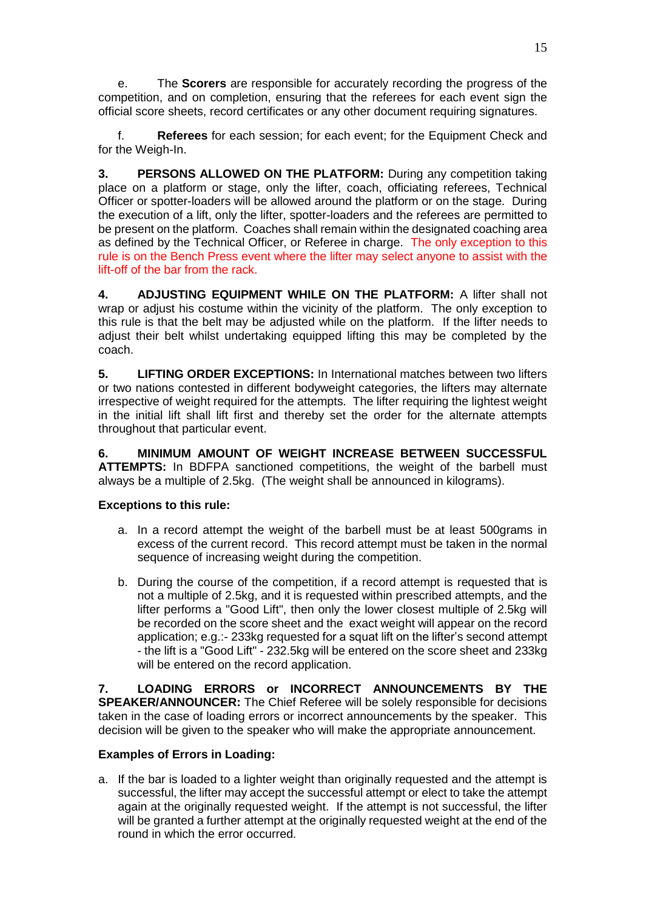e. The **Scorers** are responsible for accurately recording the progress of the competition, and on completion, ensuring that the referees for each event sign the official score sheets, record certificates or any other document requiring signatures.

f. **Referees** for each session; for each event; for the Equipment Check and for the Weigh-In.

**3. PERSONS ALLOWED ON THE PLATFORM:** During any competition taking place on a platform or stage, only the lifter, coach, officiating referees, Technical Officer or spotter-loaders will be allowed around the platform or on the stage. During the execution of a lift, only the lifter, spotter-loaders and the referees are permitted to be present on the platform. Coaches shall remain within the designated coaching area as defined by the Technical Officer, or Referee in charge. The only exception to this rule is on the Bench Press event where the lifter may select anyone to assist with the lift-off of the bar from the rack.

**4. ADJUSTING EQUIPMENT WHILE ON THE PLATFORM:** A lifter shall not wrap or adjust his costume within the vicinity of the platform. The only exception to this rule is that the belt may be adjusted while on the platform. If the lifter needs to adjust their belt whilst undertaking equipped lifting this may be completed by the coach.

**5. LIFTING ORDER EXCEPTIONS:** In International matches between two lifters or two nations contested in different bodyweight categories, the lifters may alternate irrespective of weight required for the attempts. The lifter requiring the lightest weight in the initial lift shall lift first and thereby set the order for the alternate attempts throughout that particular event.

**6. MINIMUM AMOUNT OF WEIGHT INCREASE BETWEEN SUCCESSFUL ATTEMPTS:** In BDFPA sanctioned competitions, the weight of the barbell must always be a multiple of 2.5kg. (The weight shall be announced in kilograms).

**Exceptions to this rule:**

a. In a record attempt the weight of the barbell must be at least 500grams in excess of the current record. This record attempt must be taken in the normal sequence of increasing weight during the competition.

b. During the course of the competition, if a record attempt is requested that is not a multiple of 2.5kg, and it is requested within prescribed attempts, and the lifter performs a "Good Lift", then only the lower closest multiple of 2.5kg will be recorded on the score sheet and the exact weight will appear on the record application; e.g.:- 233kg requested for a squat lift on the lifter's second attempt - the lift is a "Good Lift" - 232.5kg will be entered on the score sheet and 233kg will be entered on the record application.

**7. LOADING ERRORS or INCORRECT ANNOUNCEMENTS BY THE SPEAKER/ANNOUNCER:** The Chief Referee will be solely responsible for decisions taken in the case of loading errors or incorrect announcements by the speaker. This decision will be given to the speaker who will make the appropriate announcement.

**Examples of Errors in Loading:**

a. If the bar is loaded to a lighter weight than originally requested and the attempt is successful, the lifter may accept the successful attempt or elect to take the attempt again at the originally requested weight. If the attempt is not successful, the lifter will be granted a further attempt at the originally requested weight at the end of the round in which the error occurred.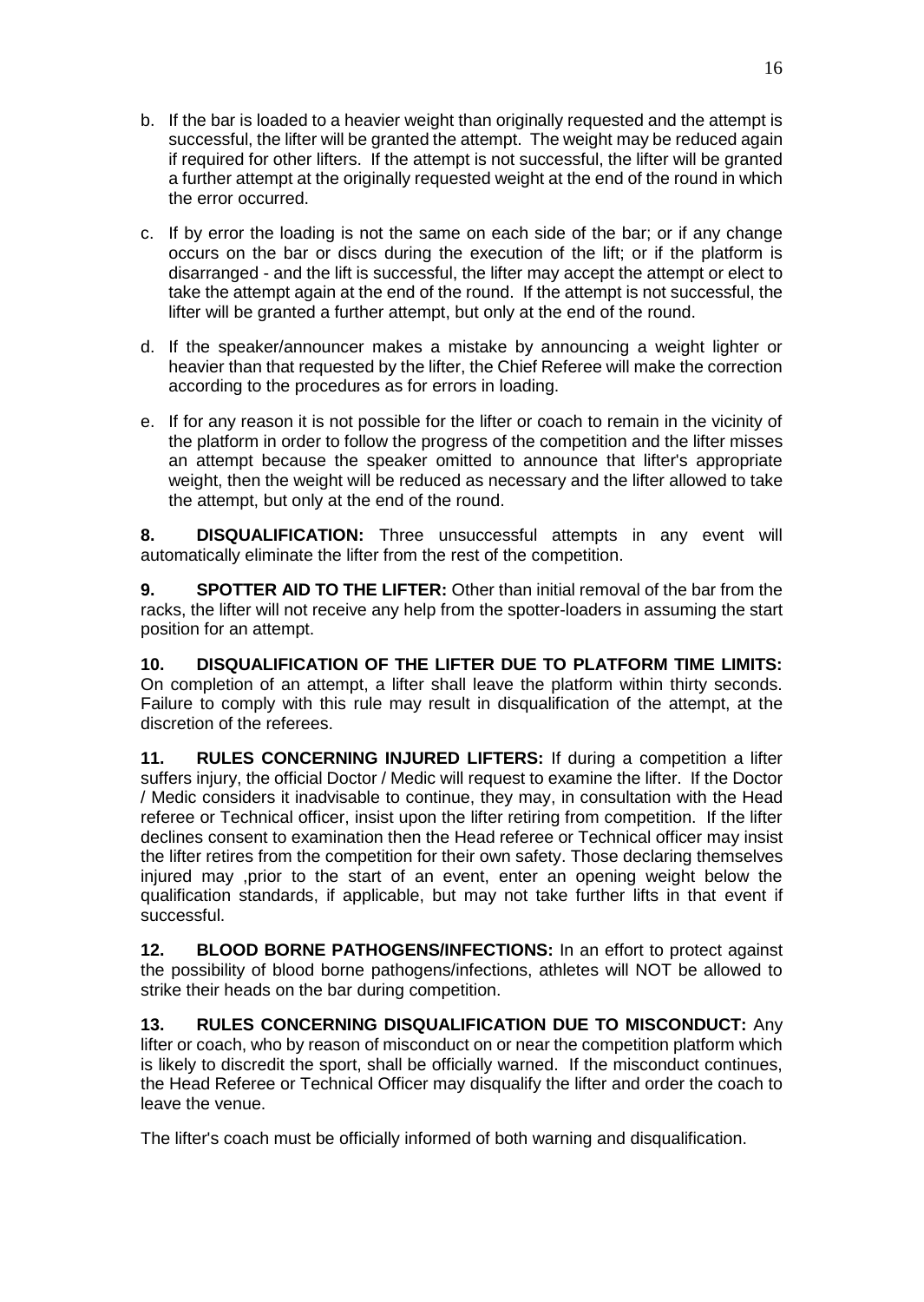b. If the bar is loaded to a heavier weight than originally requested and the attempt is successful, the lifter will be granted the attempt. The weight may be reduced again if required for other lifters. If the attempt is not successful, the lifter will be granted a further attempt at the originally requested weight at the end of the round in which the error occurred.

c. If by error the loading is not the same on each side of the bar; or if any change occurs on the bar or discs during the execution of the lift; or if the platform is disarranged - and the lift is successful, the lifter may accept the attempt or elect to take the attempt again at the end of the round. If the attempt is not successful, the lifter will be granted a further attempt, but only at the end of the round.

d. If the speaker/announcer makes a mistake by announcing a weight lighter or heavier than that requested by the lifter, the Chief Referee will make the correction according to the procedures as for errors in loading.

e. If for any reason it is not possible for the lifter or coach to remain in the vicinity of the platform in order to follow the progress of the competition and the lifter misses an attempt because the speaker omitted to announce that lifter's appropriate weight, then the weight will be reduced as necessary and the lifter allowed to take the attempt, but only at the end of the round.

**8. DISQUALIFICATION:** Three unsuccessful attempts in any event will automatically eliminate the lifter from the rest of the competition.

**9. SPOTTER AID TO THE LIFTER:** Other than initial removal of the bar from the racks, the lifter will not receive any help from the spotter-loaders in assuming the start position for an attempt.

**10. DISQUALIFICATION OF THE LIFTER DUE TO PLATFORM TIME LIMITS:** On completion of an attempt, a lifter shall leave the platform within thirty seconds. Failure to comply with this rule may result in disqualification of the attempt, at the discretion of the referees.

**11. RULES CONCERNING INJURED LIFTERS:** If during a competition a lifter suffers injury, the official Doctor / Medic will request to examine the lifter. If the Doctor / Medic considers it inadvisable to continue, they may, in consultation with the Head referee or Technical officer, insist upon the lifter retiring from competition. If the lifter declines consent to examination then the Head referee or Technical officer may insist the lifter retires from the competition for their own safety. Those declaring themselves injured may ,prior to the start of an event, enter an opening weight below the qualification standards, if applicable, but may not take further lifts in that event if successful.

**12. BLOOD BORNE PATHOGENS/INFECTIONS:** In an effort to protect against the possibility of blood borne pathogens/infections, athletes will NOT be allowed to strike their heads on the bar during competition.

**13. RULES CONCERNING DISQUALIFICATION DUE TO MISCONDUCT:** Any lifter or coach, who by reason of misconduct on or near the competition platform which is likely to discredit the sport, shall be officially warned. If the misconduct continues, the Head Referee or Technical Officer may disqualify the lifter and order the coach to leave the venue.

The lifter's coach must be officially informed of both warning and disqualification.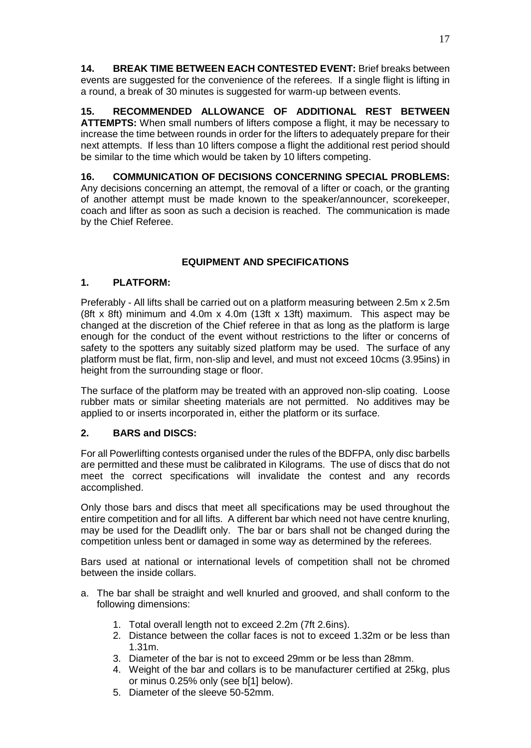**14. BREAK TIME BETWEEN EACH CONTESTED EVENT:** Brief breaks between events are suggested for the convenience of the referees. If a single flight is lifting in a round, a break of 30 minutes is suggested for warm-up between events.

**15. RECOMMENDED ALLOWANCE OF ADDITIONAL REST BETWEEN ATTEMPTS:** When small numbers of lifters compose a flight, it may be necessary to increase the time between rounds in order for the lifters to adequately prepare for their next attempts. If less than 10 lifters compose a flight the additional rest period should be similar to the time which would be taken by 10 lifters competing.

**16. COMMUNICATION OF DECISIONS CONCERNING SPECIAL PROBLEMS:** Any decisions concerning an attempt, the removal of a lifter or coach, or the granting of another attempt must be made known to the speaker/announcer, scorekeeper, coach and lifter as soon as such a decision is reached. The communication is made by the Chief Referee.

## EQUIPMENT AND SPECIFICATIONS

### 1. PLATFORM:

Preferably - All lifts shall be carried out on a platform measuring between 2.5m x 2.5m (8ft x 8ft) minimum and 4.0m x 4.0m (13ft x 13ft) maximum. This aspect may be changed at the discretion of the Chief referee in that as long as the platform is large enough for the conduct of the event without restrictions to the lifter or concerns of safety to the spotters any suitably sized platform may be used. The surface of any platform must be flat, firm, non-slip and level, and must not exceed 10cms (3.95ins) in height from the surrounding stage or floor.

The surface of the platform may be treated with an approved non-slip coating. Loose rubber mats or similar sheeting materials are not permitted. No additives may be applied to or inserts incorporated in, either the platform or its surface.

### 2. BARS and DISCS:

For all Powerlifting contests organised under the rules of the BDFPA, only disc barbells are permitted and these must be calibrated in Kilograms. The use of discs that do not meet the correct specifications will invalidate the contest and any records accomplished.

Only those bars and discs that meet all specifications may be used throughout the entire competition and for all lifts. A different bar which need not have centre knurling, may be used for the Deadlift only. The bar or bars shall not be changed during the competition unless bent or damaged in some way as determined by the referees.

Bars used at national or international levels of competition shall not be chromed between the inside collars.

a. The bar shall be straight and well knurled and grooved, and shall conform to the following dimensions:

    1. Total overall length not to exceed 2.2m (7ft 2.6ins).
    2. Distance between the collar faces is not to exceed 1.32m or be less than 1.31m.
    3. Diameter of the bar is not to exceed 29mm or be less than 28mm.
    4. Weight of the bar and collars is to be manufacturer certified at 25kg, plus or minus 0.25% only (see b[1] below).
    5. Diameter of the sleeve 50-52mm.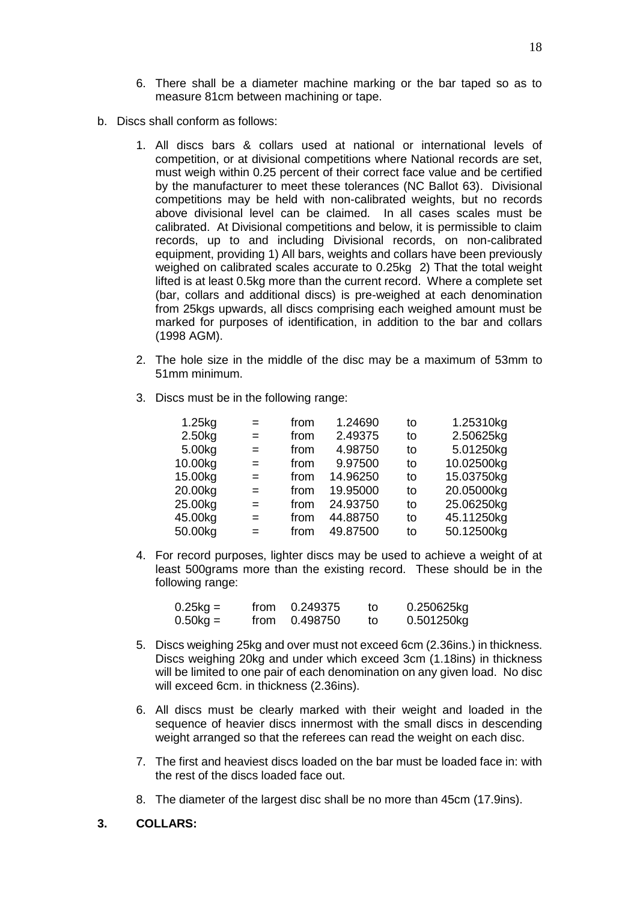6. There shall be a diameter machine marking or the bar taped so as to measure 81cm between machining or tape.

b. Discs shall conform as follows:

1. All discs bars & collars used at national or international levels of competition, or at divisional competitions where National records are set, must weigh within 0.25 percent of their correct face value and be certified by the manufacturer to meet these tolerances (NC Ballot 63). Divisional competitions may be held with non-calibrated weights, but no records above divisional level can be claimed. In all cases scales must be calibrated. At Divisional competitions and below, it is permissible to claim records, up to and including Divisional records, on non-calibrated equipment, providing 1) All bars, weights and collars have been previously weighed on calibrated scales accurate to 0.25kg 2) That the total weight lifted is at least 0.5kg more than the current record. Where a complete set (bar, collars and additional discs) is pre-weighed at each denomination from 25kgs upwards, all discs comprising each weighed amount must be marked for purposes of identification, in addition to the bar and collars (1998 AGM).

2. The hole size in the middle of the disc may be a maximum of 53mm to 51mm minimum.

3. Discs must be in the following range:

| | | | | | |
|---|---|---|---|---|---|
| 1.25kg | = | from | 1.24690 | to | 1.25310kg |
| 2.50kg | = | from | 2.49375 | to | 2.50625kg |
| 5.00kg | = | from | 4.98750 | to | 5.01250kg |
| 10.00kg | = | from | 9.97500 | to | 10.02500kg |
| 15.00kg | = | from | 14.96250 | to | 15.03750kg |
| 20.00kg | = | from | 19.95000 | to | 20.05000kg |
| 25.00kg | = | from | 24.93750 | to | 25.06250kg |
| 45.00kg | = | from | 44.88750 | to | 45.11250kg |
| 50.00kg | = | from | 49.87500 | to | 50.12500kg |

4. For record purposes, lighter discs may be used to achieve a weight of at least 500grams more than the existing record. These should be in the following range:

| | | | | |
|---|---|---|---|---|
| 0.25kg = | from | 0.249375 | to | 0.250625kg |
| 0.50kg = | from | 0.498750 | to | 0.501250kg |

5. Discs weighing 25kg and over must not exceed 6cm (2.36ins.) in thickness. Discs weighing 20kg and under which exceed 3cm (1.18ins) in thickness will be limited to one pair of each denomination on any given load. No disc will exceed 6cm. in thickness (2.36ins).

6. All discs must be clearly marked with their weight and loaded in the sequence of heavier discs innermost with the small discs in descending weight arranged so that the referees can read the weight on each disc.

7. The first and heaviest discs loaded on the bar must be loaded face in: with the rest of the discs loaded face out.

8. The diameter of the largest disc shall be no more than 45cm (17.9ins).

**3. COLLARS:**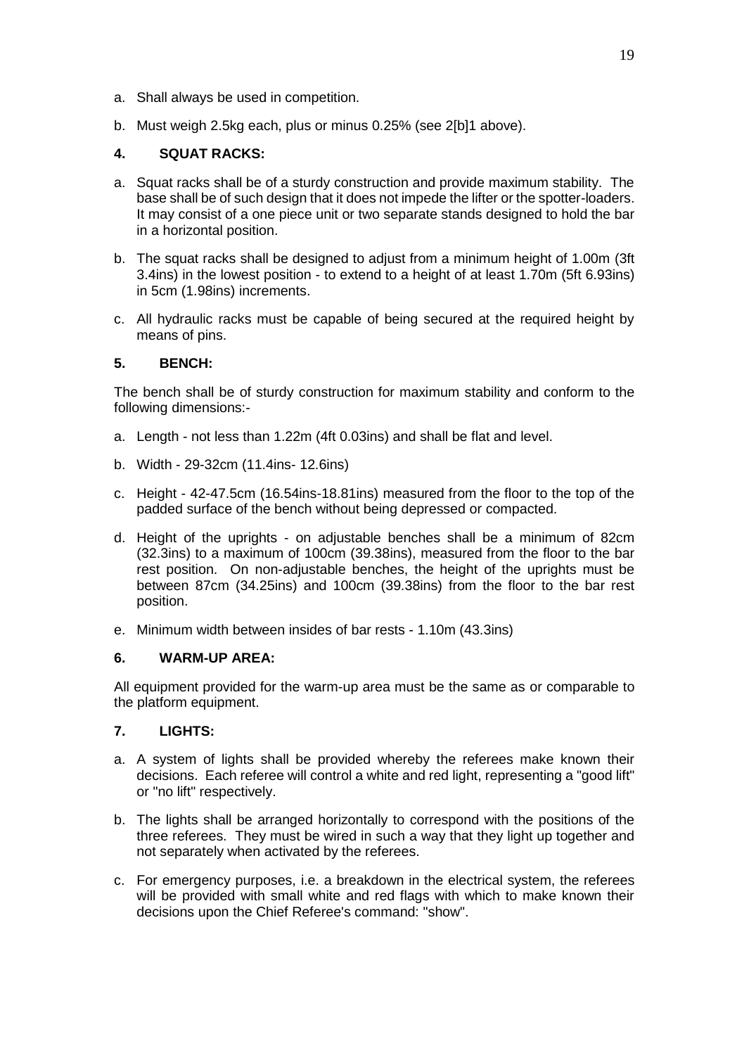a. Shall always be used in competition.

b. Must weigh 2.5kg each, plus or minus 0.25% (see 2[b]1 above).

## 4. SQUAT RACKS:

a. Squat racks shall be of a sturdy construction and provide maximum stability. The base shall be of such design that it does not impede the lifter or the spotter-loaders. It may consist of a one piece unit or two separate stands designed to hold the bar in a horizontal position.

b. The squat racks shall be designed to adjust from a minimum height of 1.00m (3ft 3.4ins) in the lowest position - to extend to a height of at least 1.70m (5ft 6.93ins) in 5cm (1.98ins) increments.

c. All hydraulic racks must be capable of being secured at the required height by means of pins.

## 5. BENCH:

The bench shall be of sturdy construction for maximum stability and conform to the following dimensions:-

a. Length - not less than 1.22m (4ft 0.03ins) and shall be flat and level.

b. Width - 29-32cm (11.4ins- 12.6ins)

c. Height - 42-47.5cm (16.54ins-18.81ins) measured from the floor to the top of the padded surface of the bench without being depressed or compacted.

d. Height of the uprights - on adjustable benches shall be a minimum of 82cm (32.3ins) to a maximum of 100cm (39.38ins), measured from the floor to the bar rest position. On non-adjustable benches, the height of the uprights must be between 87cm (34.25ins) and 100cm (39.38ins) from the floor to the bar rest position.

e. Minimum width between insides of bar rests - 1.10m (43.3ins)

## 6. WARM-UP AREA:

All equipment provided for the warm-up area must be the same as or comparable to the platform equipment.

## 7. LIGHTS:

a. A system of lights shall be provided whereby the referees make known their decisions. Each referee will control a white and red light, representing a "good lift" or "no lift" respectively.

b. The lights shall be arranged horizontally to correspond with the positions of the three referees. They must be wired in such a way that they light up together and not separately when activated by the referees.

c. For emergency purposes, i.e. a breakdown in the electrical system, the referees will be provided with small white and red flags with which to make known their decisions upon the Chief Referee's command: "show".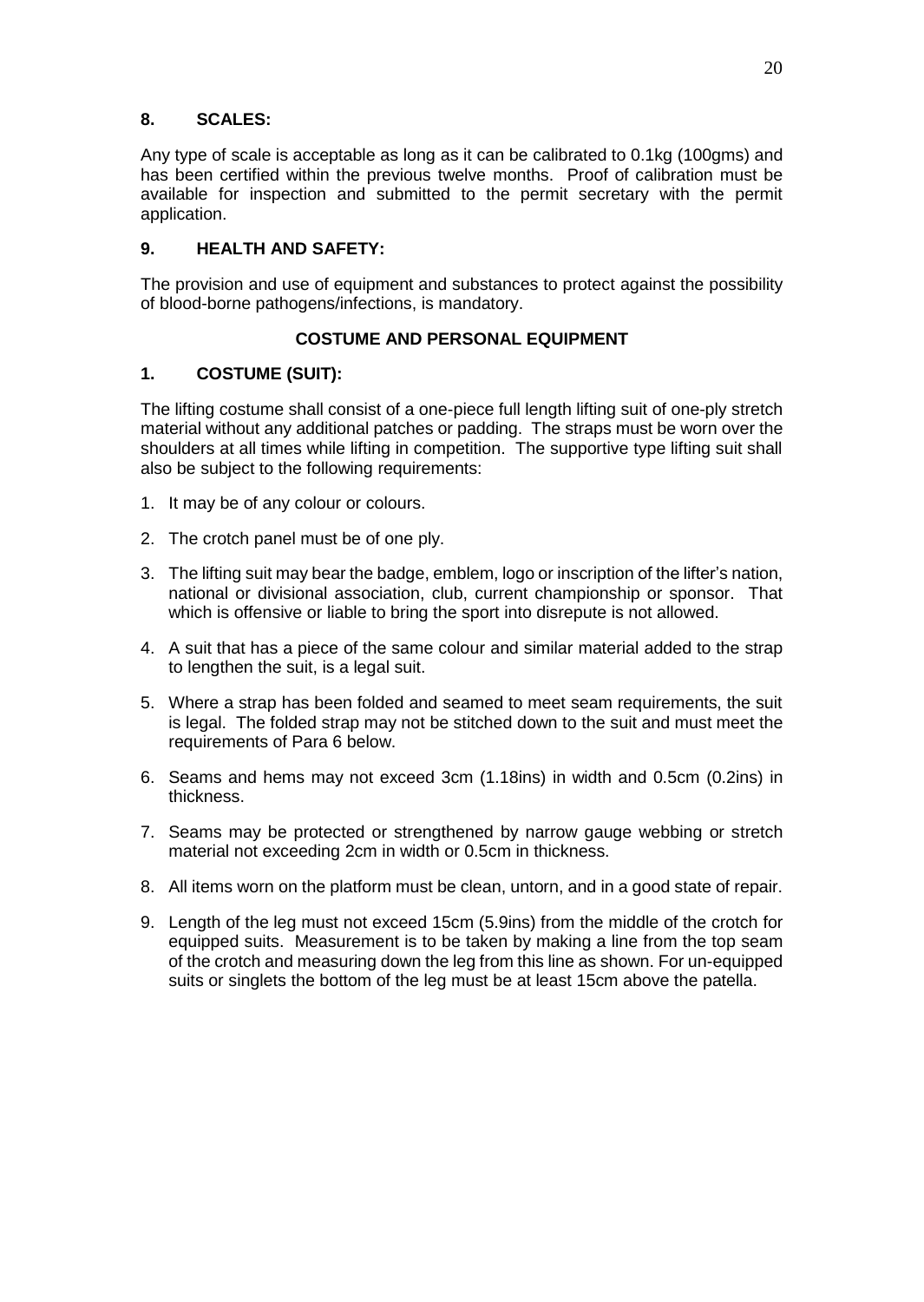### 8. SCALES:

Any type of scale is acceptable as long as it can be calibrated to 0.1kg (100gms) and has been certified within the previous twelve months. Proof of calibration must be available for inspection and submitted to the permit secretary with the permit application.

### 9. HEALTH AND SAFETY:

The provision and use of equipment and substances to protect against the possibility of blood-borne pathogens/infections, is mandatory.

## COSTUME AND PERSONAL EQUIPMENT

### 1. COSTUME (SUIT):

The lifting costume shall consist of a one-piece full length lifting suit of one-ply stretch material without any additional patches or padding. The straps must be worn over the shoulders at all times while lifting in competition. The supportive type lifting suit shall also be subject to the following requirements:

1. It may be of any colour or colours.
2. The crotch panel must be of one ply.
3. The lifting suit may bear the badge, emblem, logo or inscription of the lifter's nation, national or divisional association, club, current championship or sponsor. That which is offensive or liable to bring the sport into disrepute is not allowed.
4. A suit that has a piece of the same colour and similar material added to the strap to lengthen the suit, is a legal suit.
5. Where a strap has been folded and seamed to meet seam requirements, the suit is legal. The folded strap may not be stitched down to the suit and must meet the requirements of Para 6 below.
6. Seams and hems may not exceed 3cm (1.18ins) in width and 0.5cm (0.2ins) in thickness.
7. Seams may be protected or strengthened by narrow gauge webbing or stretch material not exceeding 2cm in width or 0.5cm in thickness.
8. All items worn on the platform must be clean, untorn, and in a good state of repair.
9. Length of the leg must not exceed 15cm (5.9ins) from the middle of the crotch for equipped suits. Measurement is to be taken by making a line from the top seam of the crotch and measuring down the leg from this line as shown. For un-equipped suits or singlets the bottom of the leg must be at least 15cm above the patella.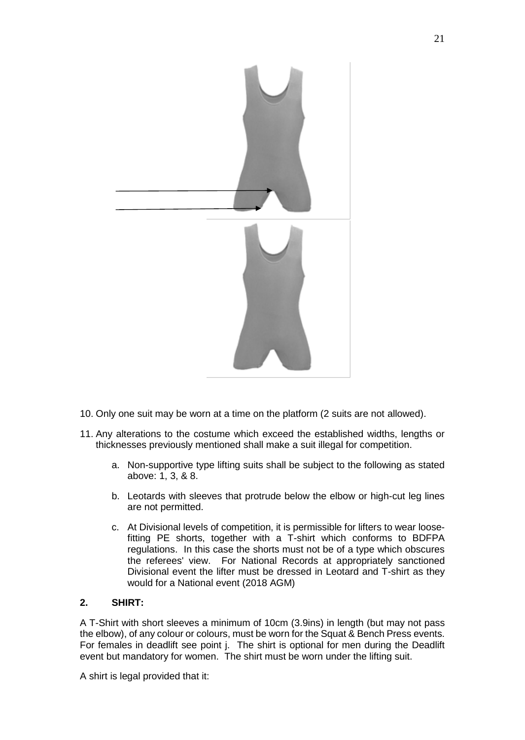10. Only one suit may be worn at a time on the platform (2 suits are not allowed).

11. Any alterations to the costume which exceed the established widths, lengths or thicknesses previously mentioned shall make a suit illegal for competition.

    a. Non-supportive type lifting suits shall be subject to the following as stated above: 1, 3, & 8.

    b. Leotards with sleeves that protrude below the elbow or high-cut leg lines are not permitted.

    c. At Divisional levels of competition, it is permissible for lifters to wear loose-fitting PE shorts, together with a T-shirt which conforms to BDFPA regulations. In this case the shorts must not be of a type which obscures the referees' view. For National Records at appropriately sanctioned Divisional event the lifter must be dressed in Leotard and T-shirt as they would for a National event (2018 AGM)

**2. SHIRT:**

A T-Shirt with short sleeves a minimum of 10cm (3.9ins) in length (but may not pass the elbow), of any colour or colours, must be worn for the Squat & Bench Press events. For females in deadlift see point j. The shirt is optional for men during the Deadlift event but mandatory for women. The shirt must be worn under the lifting suit.

A shirt is legal provided that it: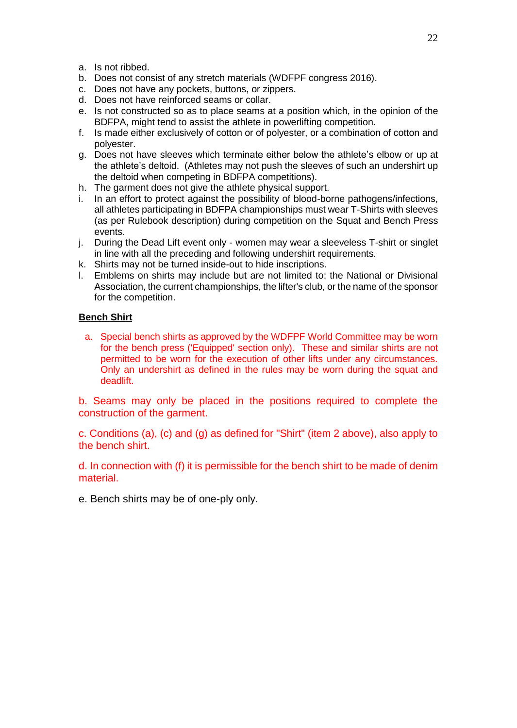a. Is not ribbed.
b. Does not consist of any stretch materials (WDFPF congress 2016).
c. Does not have any pockets, buttons, or zippers.
d. Does not have reinforced seams or collar.
e. Is not constructed so as to place seams at a position which, in the opinion of the BDFPA, might tend to assist the athlete in powerlifting competition.
f. Is made either exclusively of cotton or of polyester, or a combination of cotton and polyester.
g. Does not have sleeves which terminate either below the athlete's elbow or up at the athlete's deltoid. (Athletes may not push the sleeves of such an undershirt up the deltoid when competing in BDFPA competitions).
h. The garment does not give the athlete physical support.
i. In an effort to protect against the possibility of blood-borne pathogens/infections, all athletes participating in BDFPA championships must wear T-Shirts with sleeves (as per Rulebook description) during competition on the Squat and Bench Press events.
j. During the Dead Lift event only - women may wear a sleeveless T-shirt or singlet in line with all the preceding and following undershirt requirements.
k. Shirts may not be turned inside-out to hide inscriptions.
l. Emblems on shirts may include but are not limited to: the National or Divisional Association, the current championships, the lifter's club, or the name of the sponsor for the competition.

**Bench Shirt**

a. Special bench shirts as approved by the WDFPF World Committee may be worn for the bench press ('Equipped' section only). These and similar shirts are not permitted to be worn for the execution of other lifts under any circumstances. Only an undershirt as defined in the rules may be worn during the squat and deadlift.

b. Seams may only be placed in the positions required to complete the construction of the garment.

c. Conditions (a), (c) and (g) as defined for "Shirt" (item 2 above), also apply to the bench shirt.

d. In connection with (f) it is permissible for the bench shirt to be made of denim material.

e. Bench shirts may be of one-ply only.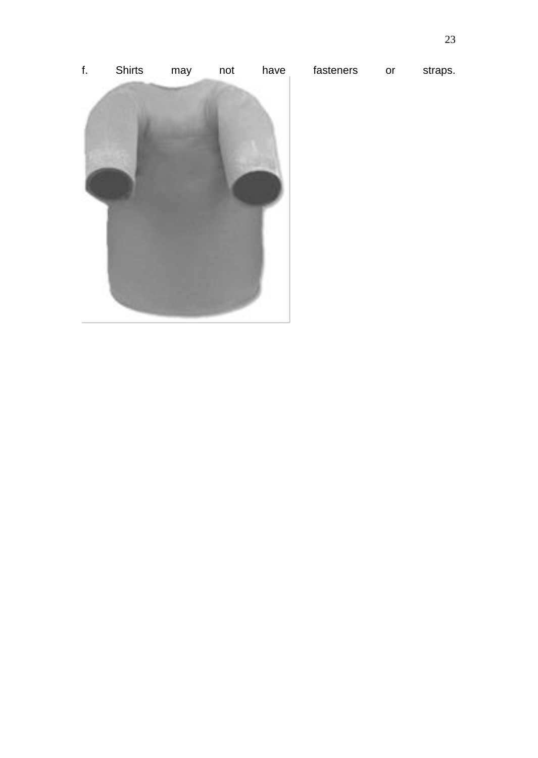f. Shirts may not have fasteners or straps.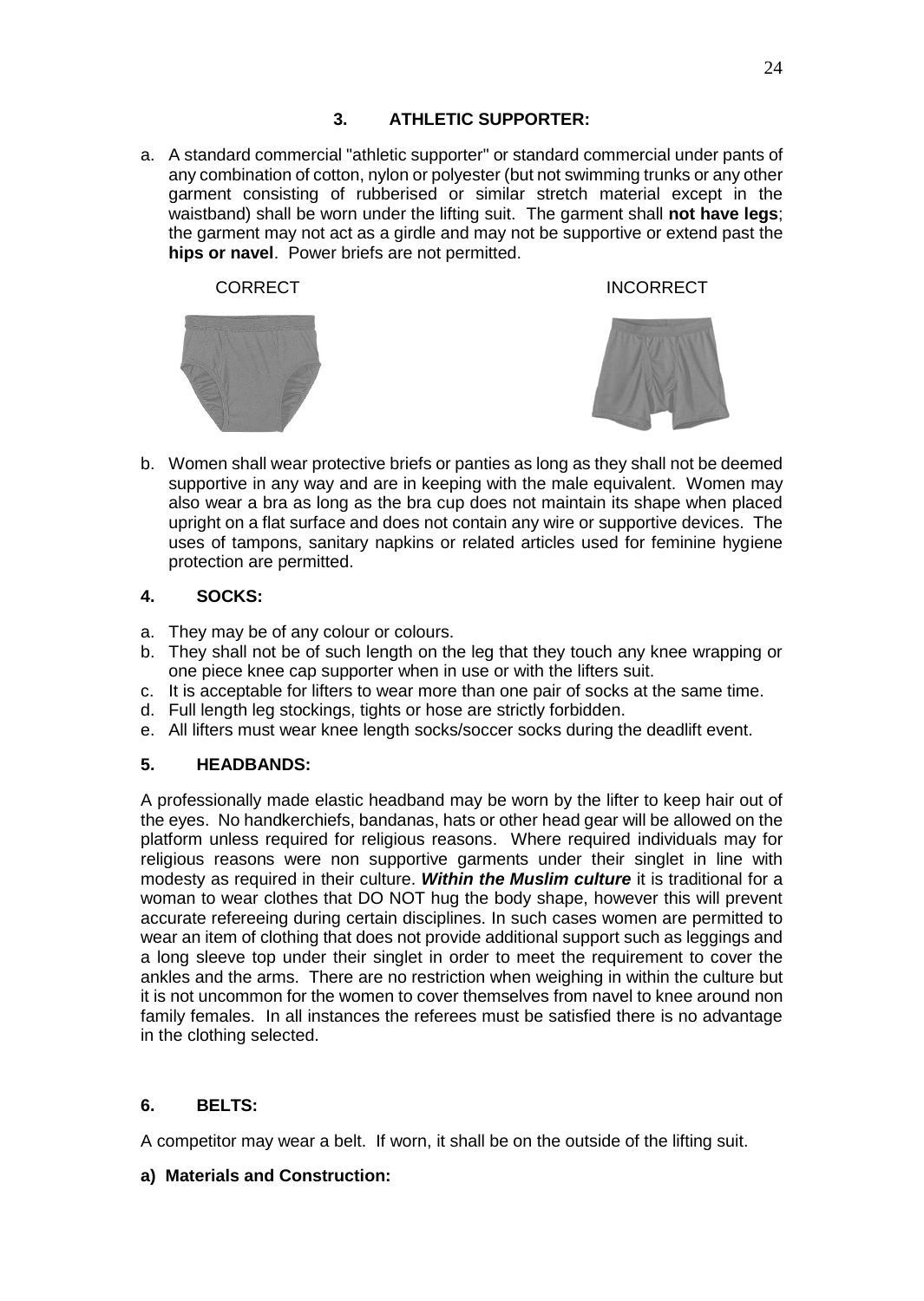### 3. ATHLETIC SUPPORTER:

a. A standard commercial "athletic supporter" or standard commercial under pants of any combination of cotton, nylon or polyester (but not swimming trunks or any other garment consisting of rubberised or similar stretch material except in the waistband) shall be worn under the lifting suit. The garment shall **not have legs**; the garment may not act as a girdle and may not be supportive or extend past the **hips or navel**. Power briefs are not permitted.

CORRECT INCORRECT

b. Women shall wear protective briefs or panties as long as they shall not be deemed supportive in any way and are in keeping with the male equivalent. Women may also wear a bra as long as the bra cup does not maintain its shape when placed upright on a flat surface and does not contain any wire or supportive devices. The uses of tampons, sanitary napkins or related articles used for feminine hygiene protection are permitted.

### 4. SOCKS:

a. They may be of any colour or colours.
b. They shall not be of such length on the leg that they touch any knee wrapping or one piece knee cap supporter when in use or with the lifters suit.
c. It is acceptable for lifters to wear more than one pair of socks at the same time.
d. Full length leg stockings, tights or hose are strictly forbidden.
e. All lifters must wear knee length socks/soccer socks during the deadlift event.

### 5. HEADBANDS:

A professionally made elastic headband may be worn by the lifter to keep hair out of the eyes. No handkerchiefs, bandanas, hats or other head gear will be allowed on the platform unless required for religious reasons. Where required individuals may for religious reasons were non supportive garments under their singlet in line with modesty as required in their culture. ***Within the Muslim culture*** it is traditional for a woman to wear clothes that DO NOT hug the body shape, however this will prevent accurate refereeing during certain disciplines. In such cases women are permitted to wear an item of clothing that does not provide additional support such as leggings and a long sleeve top under their singlet in order to meet the requirement to cover the ankles and the arms. There are no restriction when weighing in within the culture but it is not uncommon for the women to cover themselves from navel to knee around non family females. In all instances the referees must be satisfied there is no advantage in the clothing selected.

### 6. BELTS:

A competitor may wear a belt. If worn, it shall be on the outside of the lifting suit.

**a) Materials and Construction:**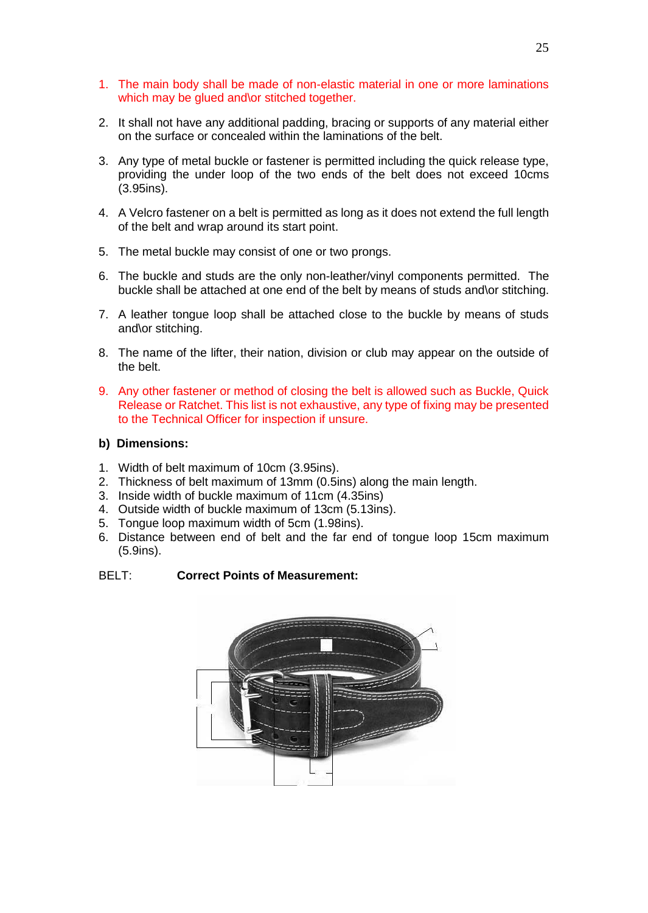1. The main body shall be made of non-elastic material in one or more laminations which may be glued and\or stitched together.

2. It shall not have any additional padding, bracing or supports of any material either on the surface or concealed within the laminations of the belt.

3. Any type of metal buckle or fastener is permitted including the quick release type, providing the under loop of the two ends of the belt does not exceed 10cms (3.95ins).

4. A Velcro fastener on a belt is permitted as long as it does not extend the full length of the belt and wrap around its start point.

5. The metal buckle may consist of one or two prongs.

6. The buckle and studs are the only non-leather/vinyl components permitted. The buckle shall be attached at one end of the belt by means of studs and\or stitching.

7. A leather tongue loop shall be attached close to the buckle by means of studs and\or stitching.

8. The name of the lifter, their nation, division or club may appear on the outside of the belt.

9. Any other fastener or method of closing the belt is allowed such as Buckle, Quick Release or Ratchet. This list is not exhaustive, any type of fixing may be presented to the Technical Officer for inspection if unsure.

**b) Dimensions:**

1. Width of belt maximum of 10cm (3.95ins).
2. Thickness of belt maximum of 13mm (0.5ins) along the main length.
3. Inside width of buckle maximum of 11cm (4.35ins)
4. Outside width of buckle maximum of 13cm (5.13ins).
5. Tongue loop maximum width of 5cm (1.98ins).
6. Distance between end of belt and the far end of tongue loop 15cm maximum (5.9ins).

BELT: **Correct Points of Measurement:**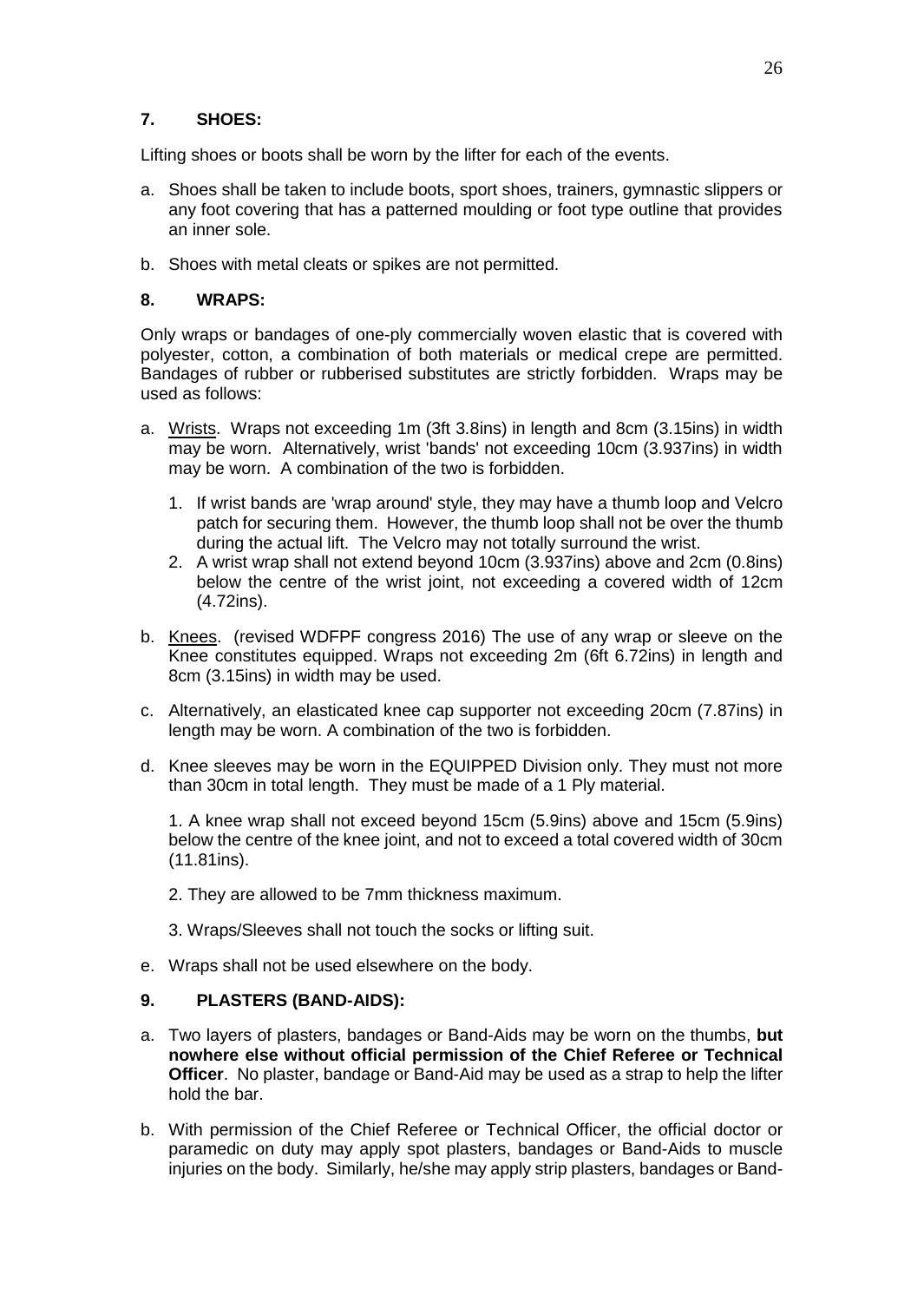## 7. SHOES:

Lifting shoes or boots shall be worn by the lifter for each of the events.

a. Shoes shall be taken to include boots, sport shoes, trainers, gymnastic slippers or any foot covering that has a patterned moulding or foot type outline that provides an inner sole.

b. Shoes with metal cleats or spikes are not permitted.

## 8. WRAPS:

Only wraps or bandages of one-ply commercially woven elastic that is covered with polyester, cotton, a combination of both materials or medical crepe are permitted. Bandages of rubber or rubberised substitutes are strictly forbidden. Wraps may be used as follows:

a. Wrists. Wraps not exceeding 1m (3ft 3.8ins) in length and 8cm (3.15ins) in width may be worn. Alternatively, wrist 'bands' not exceeding 10cm (3.937ins) in width may be worn. A combination of the two is forbidden.

   1. If wrist bands are 'wrap around' style, they may have a thumb loop and Velcro patch for securing them. However, the thumb loop shall not be over the thumb during the actual lift. The Velcro may not totally surround the wrist.
   2. A wrist wrap shall not extend beyond 10cm (3.937ins) above and 2cm (0.8ins) below the centre of the wrist joint, not exceeding a covered width of 12cm (4.72ins).

b. Knees. (revised WDFPF congress 2016) The use of any wrap or sleeve on the Knee constitutes equipped. Wraps not exceeding 2m (6ft 6.72ins) in length and 8cm (3.15ins) in width may be used.

c. Alternatively, an elasticated knee cap supporter not exceeding 20cm (7.87ins) in length may be worn. A combination of the two is forbidden.

d. Knee sleeves may be worn in the EQUIPPED Division only. They must not more than 30cm in total length. They must be made of a 1 Ply material.

   1. A knee wrap shall not exceed beyond 15cm (5.9ins) above and 15cm (5.9ins) below the centre of the knee joint, and not to exceed a total covered width of 30cm (11.81ins).

   2. They are allowed to be 7mm thickness maximum.

   3. Wraps/Sleeves shall not touch the socks or lifting suit.

e. Wraps shall not be used elsewhere on the body.

## 9. PLASTERS (BAND-AIDS):

a. Two layers of plasters, bandages or Band-Aids may be worn on the thumbs, **but nowhere else without official permission of the Chief Referee or Technical Officer**. No plaster, bandage or Band-Aid may be used as a strap to help the lifter hold the bar.

b. With permission of the Chief Referee or Technical Officer, the official doctor or paramedic on duty may apply spot plasters, bandages or Band-Aids to muscle injuries on the body. Similarly, he/she may apply strip plasters, bandages or Band-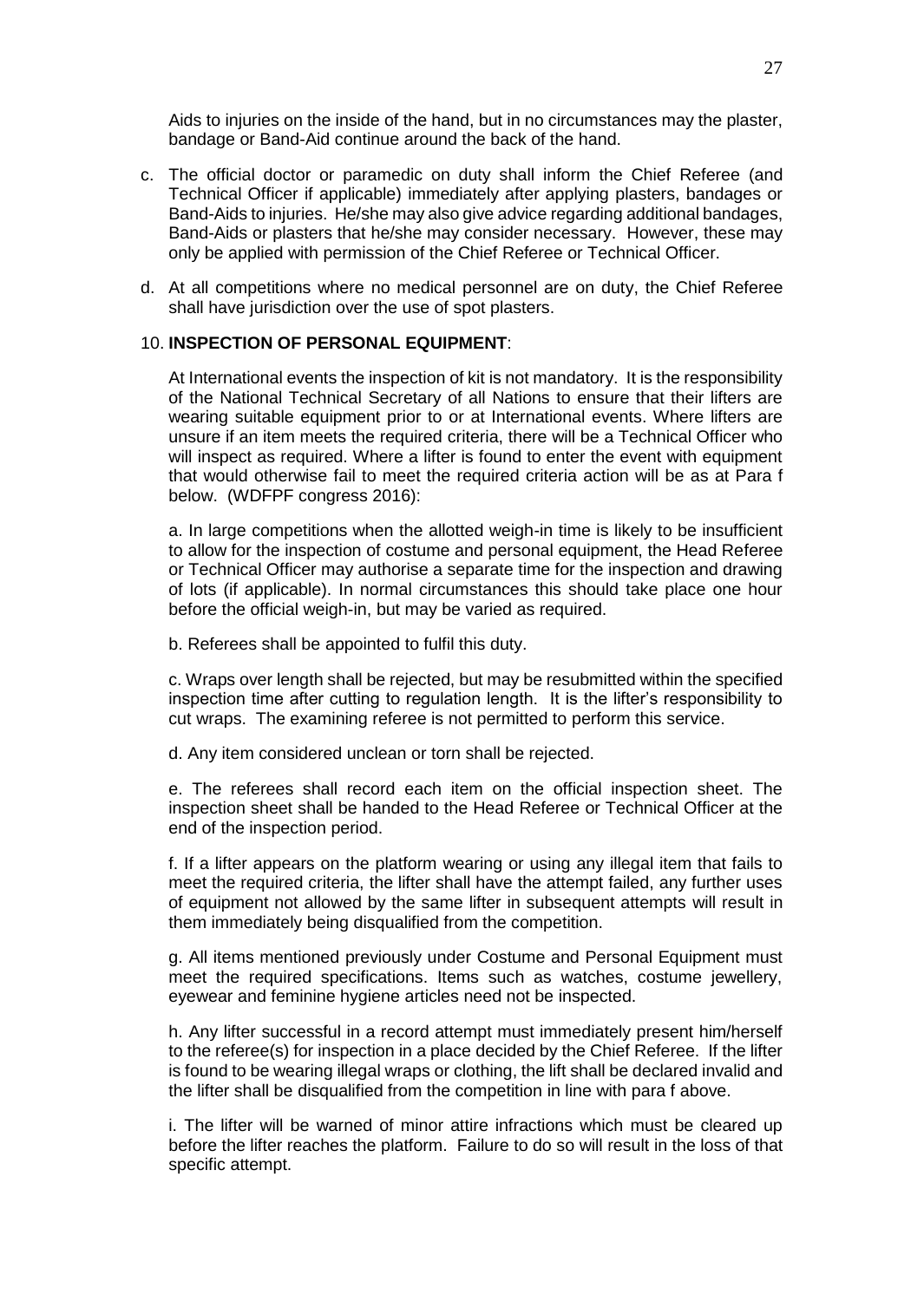Aids to injuries on the inside of the hand, but in no circumstances may the plaster, bandage or Band-Aid continue around the back of the hand.

c. The official doctor or paramedic on duty shall inform the Chief Referee (and Technical Officer if applicable) immediately after applying plasters, bandages or Band-Aids to injuries. He/she may also give advice regarding additional bandages, Band-Aids or plasters that he/she may consider necessary. However, these may only be applied with permission of the Chief Referee or Technical Officer.

d. At all competitions where no medical personnel are on duty, the Chief Referee shall have jurisdiction over the use of spot plasters.

10. **INSPECTION OF PERSONAL EQUIPMENT**:

At International events the inspection of kit is not mandatory. It is the responsibility of the National Technical Secretary of all Nations to ensure that their lifters are wearing suitable equipment prior to or at International events. Where lifters are unsure if an item meets the required criteria, there will be a Technical Officer who will inspect as required. Where a lifter is found to enter the event with equipment that would otherwise fail to meet the required criteria action will be as at Para f below. (WDFPF congress 2016):

a. In large competitions when the allotted weigh-in time is likely to be insufficient to allow for the inspection of costume and personal equipment, the Head Referee or Technical Officer may authorise a separate time for the inspection and drawing of lots (if applicable). In normal circumstances this should take place one hour before the official weigh-in, but may be varied as required.

b. Referees shall be appointed to fulfil this duty.

c. Wraps over length shall be rejected, but may be resubmitted within the specified inspection time after cutting to regulation length. It is the lifter's responsibility to cut wraps. The examining referee is not permitted to perform this service.

d. Any item considered unclean or torn shall be rejected.

e. The referees shall record each item on the official inspection sheet. The inspection sheet shall be handed to the Head Referee or Technical Officer at the end of the inspection period.

f. If a lifter appears on the platform wearing or using any illegal item that fails to meet the required criteria, the lifter shall have the attempt failed, any further uses of equipment not allowed by the same lifter in subsequent attempts will result in them immediately being disqualified from the competition.

g. All items mentioned previously under Costume and Personal Equipment must meet the required specifications. Items such as watches, costume jewellery, eyewear and feminine hygiene articles need not be inspected.

h. Any lifter successful in a record attempt must immediately present him/herself to the referee(s) for inspection in a place decided by the Chief Referee. If the lifter is found to be wearing illegal wraps or clothing, the lift shall be declared invalid and the lifter shall be disqualified from the competition in line with para f above.

i. The lifter will be warned of minor attire infractions which must be cleared up before the lifter reaches the platform. Failure to do so will result in the loss of that specific attempt.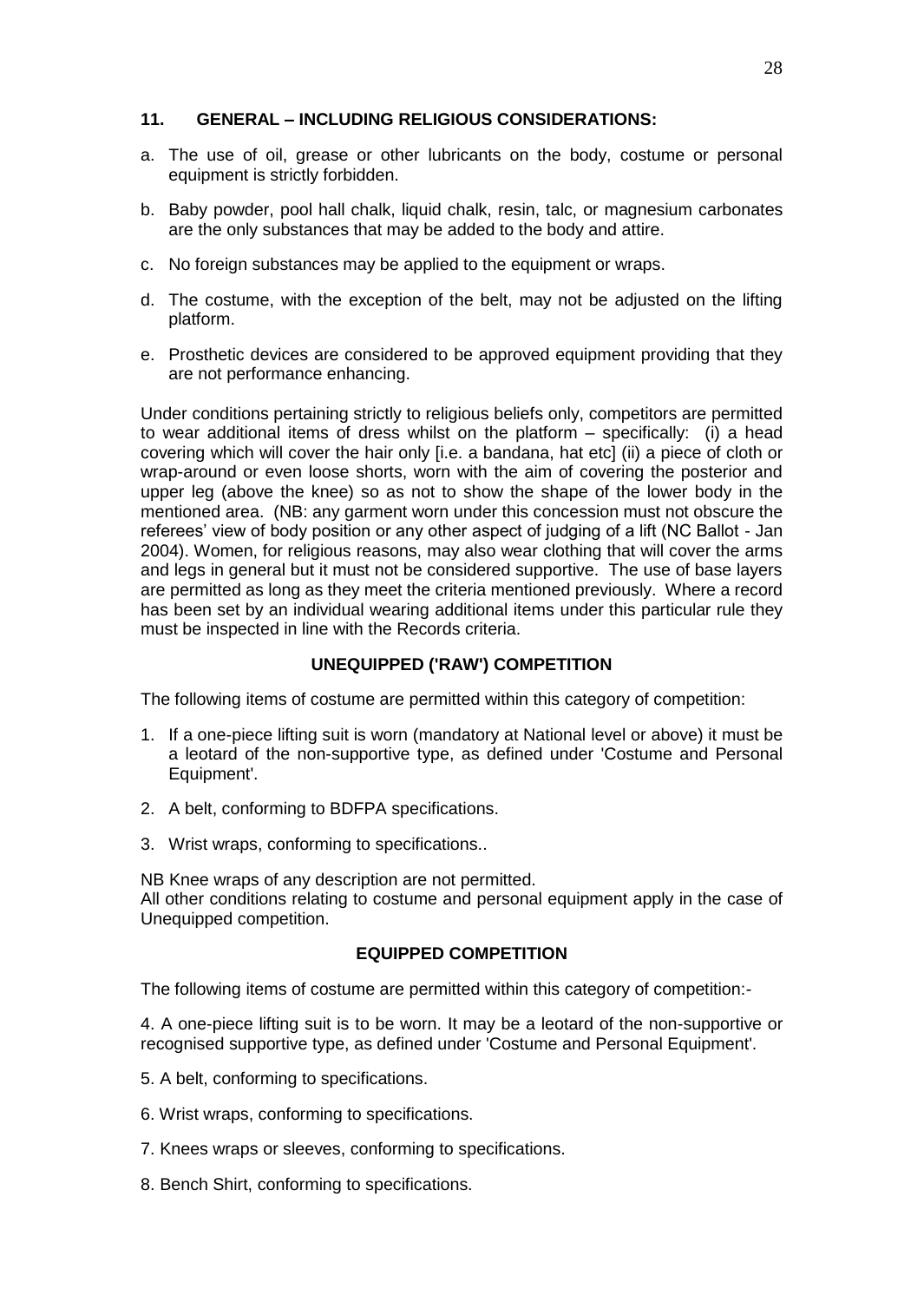### 11. GENERAL – INCLUDING RELIGIOUS CONSIDERATIONS:

a. The use of oil, grease or other lubricants on the body, costume or personal equipment is strictly forbidden.

b. Baby powder, pool hall chalk, liquid chalk, resin, talc, or magnesium carbonates are the only substances that may be added to the body and attire.

c. No foreign substances may be applied to the equipment or wraps.

d. The costume, with the exception of the belt, may not be adjusted on the lifting platform.

e. Prosthetic devices are considered to be approved equipment providing that they are not performance enhancing.

Under conditions pertaining strictly to religious beliefs only, competitors are permitted to wear additional items of dress whilst on the platform – specifically: (i) a head covering which will cover the hair only [i.e. a bandana, hat etc] (ii) a piece of cloth or wrap-around or even loose shorts, worn with the aim of covering the posterior and upper leg (above the knee) so as not to show the shape of the lower body in the mentioned area. (NB: any garment worn under this concession must not obscure the referees' view of body position or any other aspect of judging of a lift (NC Ballot - Jan 2004). Women, for religious reasons, may also wear clothing that will cover the arms and legs in general but it must not be considered supportive. The use of base layers are permitted as long as they meet the criteria mentioned previously. Where a record has been set by an individual wearing additional items under this particular rule they must be inspected in line with the Records criteria.

#### UNEQUIPPED ('RAW') COMPETITION

The following items of costume are permitted within this category of competition:

1. If a one-piece lifting suit is worn (mandatory at National level or above) it must be a leotard of the non-supportive type, as defined under 'Costume and Personal Equipment'.
2. A belt, conforming to BDFPA specifications.
3. Wrist wraps, conforming to specifications..

NB Knee wraps of any description are not permitted.
All other conditions relating to costume and personal equipment apply in the case of Unequipped competition.

#### EQUIPPED COMPETITION

The following items of costume are permitted within this category of competition:-

4. A one-piece lifting suit is to be worn. It may be a leotard of the non-supportive or recognised supportive type, as defined under 'Costume and Personal Equipment'.
5. A belt, conforming to specifications.
6. Wrist wraps, conforming to specifications.
7. Knees wraps or sleeves, conforming to specifications.
8. Bench Shirt, conforming to specifications.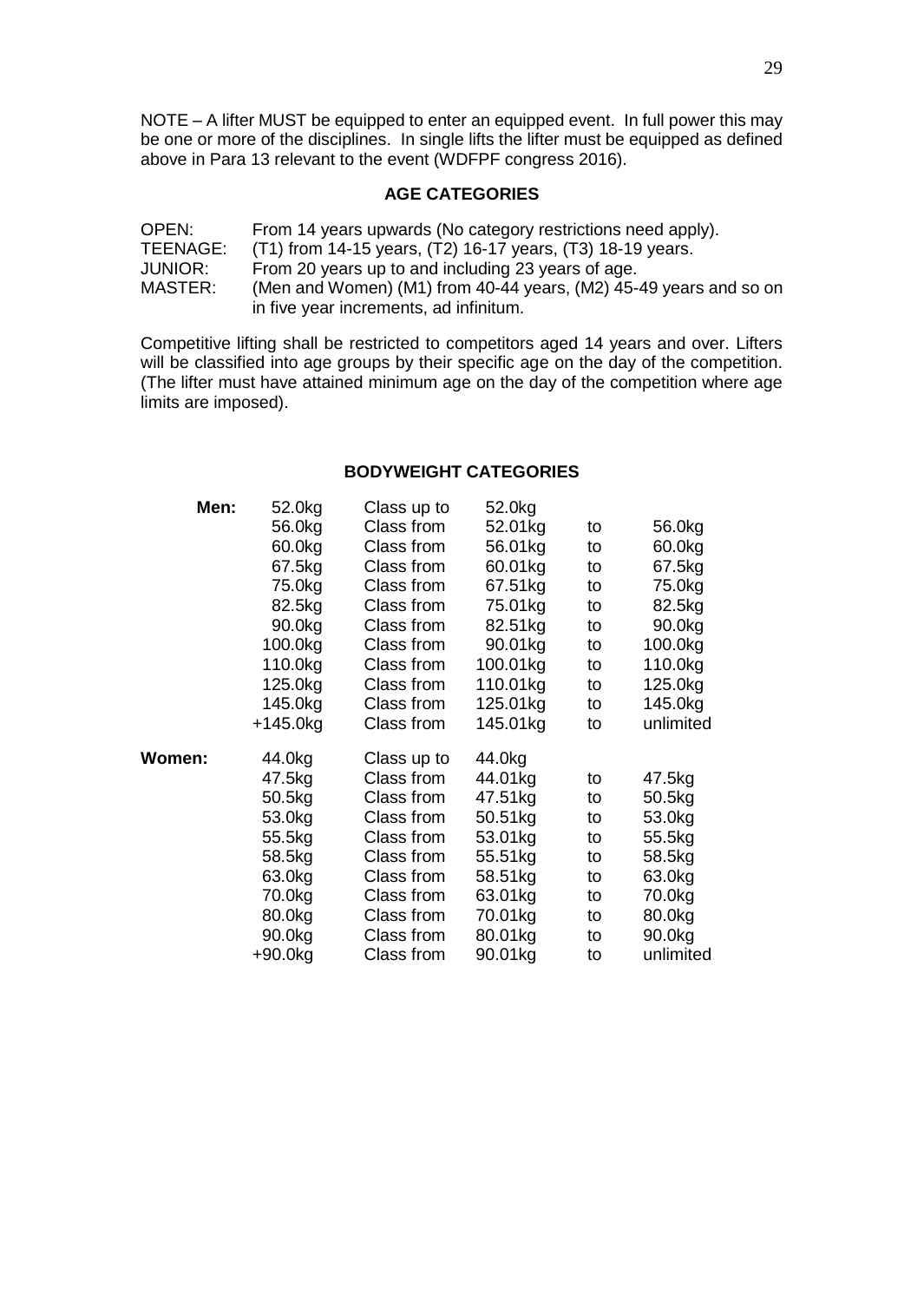NOTE – A lifter MUST be equipped to enter an equipped event. In full power this may be one or more of the disciplines. In single lifts the lifter must be equipped as defined above in Para 13 relevant to the event (WDFPF congress 2016).

## AGE CATEGORIES

| | |
|---|---|
| OPEN: | From 14 years upwards (No category restrictions need apply). |
| TEENAGE: | (T1) from 14-15 years, (T2) 16-17 years, (T3) 18-19 years. |
| JUNIOR: | From 20 years up to and including 23 years of age. |
| MASTER: | (Men and Women) (M1) from 40-44 years, (M2) 45-49 years and so on in five year increments, ad infinitum. |

Competitive lifting shall be restricted to competitors aged 14 years and over. Lifters will be classified into age groups by their specific age on the day of the competition. (The lifter must have attained minimum age on the day of the competition where age limits are imposed).

## BODYWEIGHT CATEGORIES

| | | | | | |
|---|---|---|---|---|---|
| **Men:** | 52.0kg | Class up to | 52.0kg | | |
| | 56.0kg | Class from | 52.01kg | to | 56.0kg |
| | 60.0kg | Class from | 56.01kg | to | 60.0kg |
| | 67.5kg | Class from | 60.01kg | to | 67.5kg |
| | 75.0kg | Class from | 67.51kg | to | 75.0kg |
| | 82.5kg | Class from | 75.01kg | to | 82.5kg |
| | 90.0kg | Class from | 82.51kg | to | 90.0kg |
| | 100.0kg | Class from | 90.01kg | to | 100.0kg |
| | 110.0kg | Class from | 100.01kg | to | 110.0kg |
| | 125.0kg | Class from | 110.01kg | to | 125.0kg |
| | 145.0kg | Class from | 125.01kg | to | 145.0kg |
| | +145.0kg | Class from | 145.01kg | to | unlimited |
| **Women:** | 44.0kg | Class up to | 44.0kg | | |
| | 47.5kg | Class from | 44.01kg | to | 47.5kg |
| | 50.5kg | Class from | 47.51kg | to | 50.5kg |
| | 53.0kg | Class from | 50.51kg | to | 53.0kg |
| | 55.5kg | Class from | 53.01kg | to | 55.5kg |
| | 58.5kg | Class from | 55.51kg | to | 58.5kg |
| | 63.0kg | Class from | 58.51kg | to | 63.0kg |
| | 70.0kg | Class from | 63.01kg | to | 70.0kg |
| | 80.0kg | Class from | 70.01kg | to | 80.0kg |
| | 90.0kg | Class from | 80.01kg | to | 90.0kg |
| | +90.0kg | Class from | 90.01kg | to | unlimited |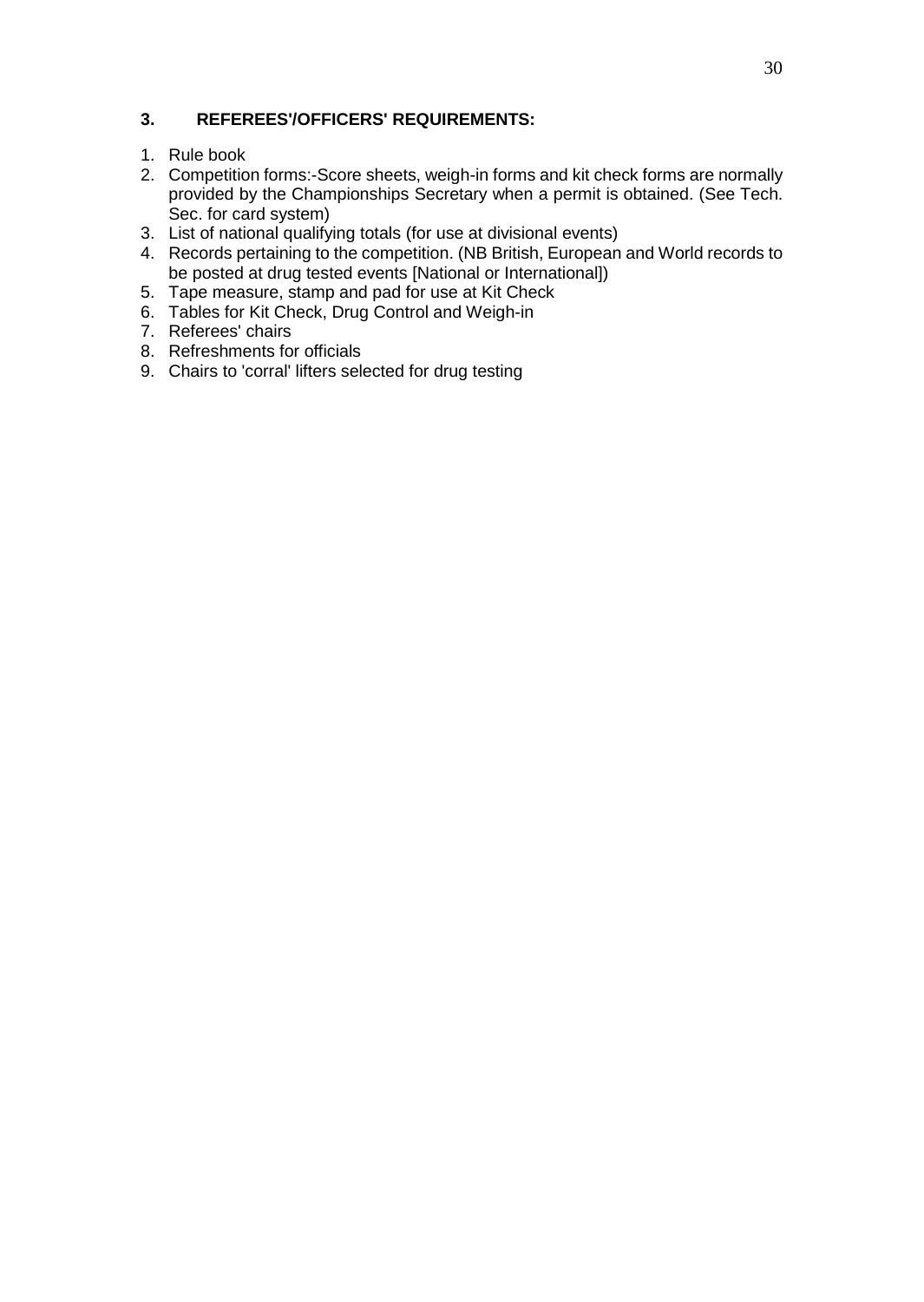### 3. REFEREES'/OFFICERS' REQUIREMENTS:

1. Rule book
2. Competition forms:-Score sheets, weigh-in forms and kit check forms are normally provided by the Championships Secretary when a permit is obtained. (See Tech. Sec. for card system)
3. List of national qualifying totals (for use at divisional events)
4. Records pertaining to the competition. (NB British, European and World records to be posted at drug tested events [National or International])
5. Tape measure, stamp and pad for use at Kit Check
6. Tables for Kit Check, Drug Control and Weigh-in
7. Referees' chairs
8. Refreshments for officials
9. Chairs to 'corral' lifters selected for drug testing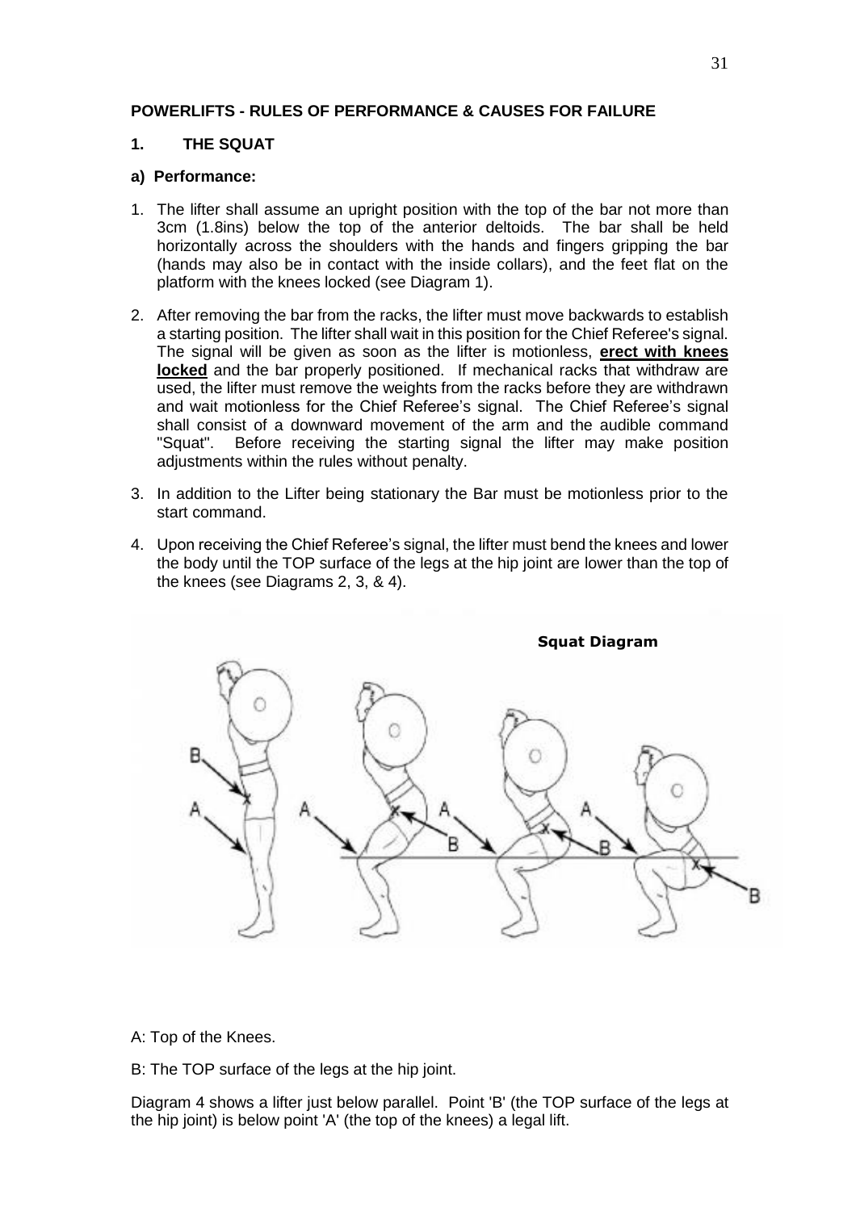**POWERLIFTS - RULES OF PERFORMANCE & CAUSES FOR FAILURE**

**1. THE SQUAT**

**a) Performance:**

1. The lifter shall assume an upright position with the top of the bar not more than 3cm (1.8ins) below the top of the anterior deltoids. The bar shall be held horizontally across the shoulders with the hands and fingers gripping the bar (hands may also be in contact with the inside collars), and the feet flat on the platform with the knees locked (see Diagram 1).
2. After removing the bar from the racks, the lifter must move backwards to establish a starting position. The lifter shall wait in this position for the Chief Referee's signal. The signal will be given as soon as the lifter is motionless, **erect with knees locked** and the bar properly positioned. If mechanical racks that withdraw are used, the lifter must remove the weights from the racks before they are withdrawn and wait motionless for the Chief Referee's signal. The Chief Referee's signal shall consist of a downward movement of the arm and the audible command "Squat". Before receiving the starting signal the lifter may make position adjustments within the rules without penalty.
3. In addition to the Lifter being stationary the Bar must be motionless prior to the start command.
4. Upon receiving the Chief Referee's signal, the lifter must bend the knees and lower the body until the TOP surface of the legs at the hip joint are lower than the top of the knees (see Diagrams 2, 3, & 4).

**Squat Diagram**

A: Top of the Knees.

B: The TOP surface of the legs at the hip joint.

Diagram 4 shows a lifter just below parallel. Point 'B' (the TOP surface of the legs at the hip joint) is below point 'A' (the top of the knees) a legal lift.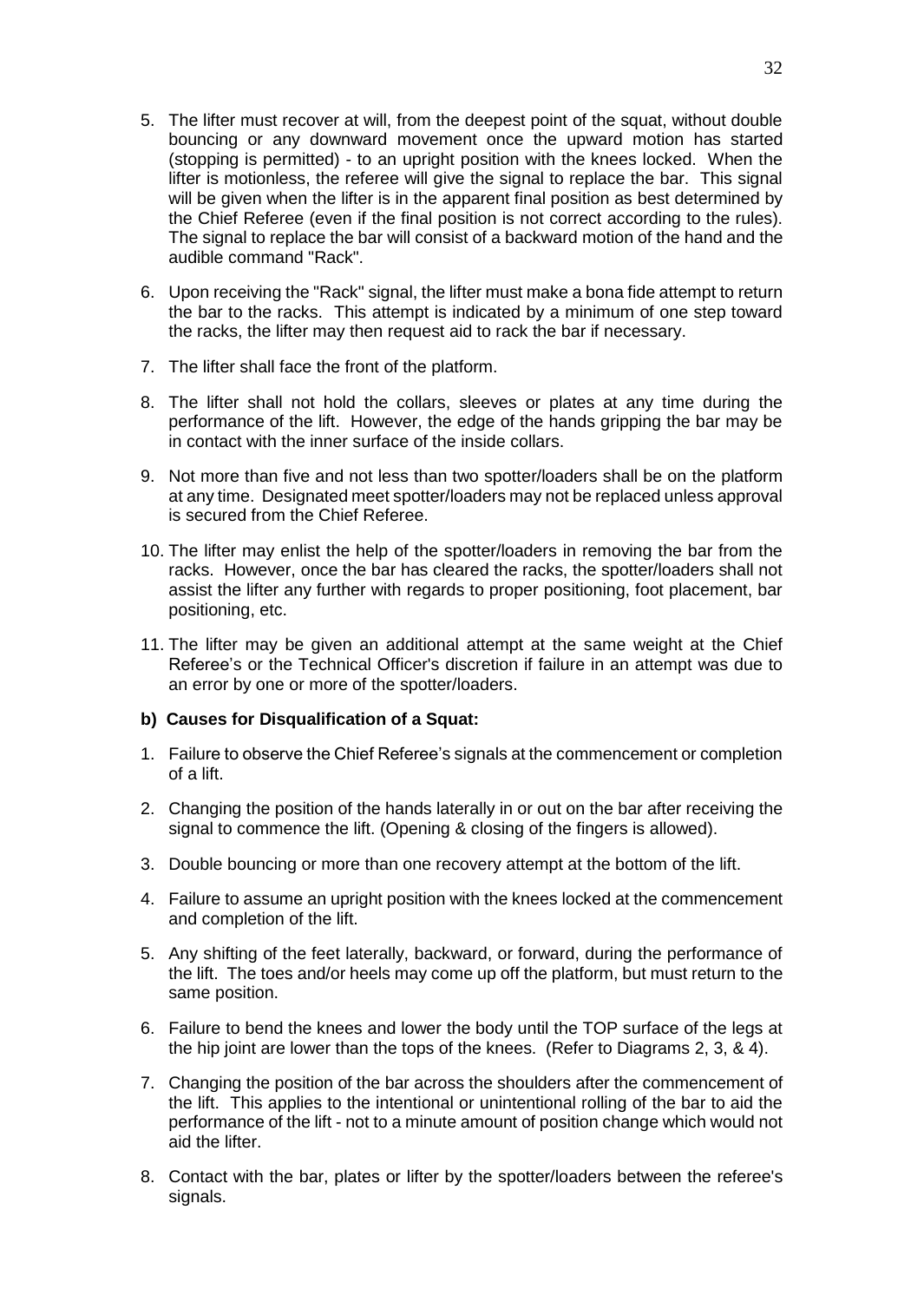5. The lifter must recover at will, from the deepest point of the squat, without double bouncing or any downward movement once the upward motion has started (stopping is permitted) - to an upright position with the knees locked. When the lifter is motionless, the referee will give the signal to replace the bar. This signal will be given when the lifter is in the apparent final position as best determined by the Chief Referee (even if the final position is not correct according to the rules). The signal to replace the bar will consist of a backward motion of the hand and the audible command "Rack".

6. Upon receiving the "Rack" signal, the lifter must make a bona fide attempt to return the bar to the racks. This attempt is indicated by a minimum of one step toward the racks, the lifter may then request aid to rack the bar if necessary.

7. The lifter shall face the front of the platform.

8. The lifter shall not hold the collars, sleeves or plates at any time during the performance of the lift. However, the edge of the hands gripping the bar may be in contact with the inner surface of the inside collars.

9. Not more than five and not less than two spotter/loaders shall be on the platform at any time. Designated meet spotter/loaders may not be replaced unless approval is secured from the Chief Referee.

10. The lifter may enlist the help of the spotter/loaders in removing the bar from the racks. However, once the bar has cleared the racks, the spotter/loaders shall not assist the lifter any further with regards to proper positioning, foot placement, bar positioning, etc.

11. The lifter may be given an additional attempt at the same weight at the Chief Referee's or the Technical Officer's discretion if failure in an attempt was due to an error by one or more of the spotter/loaders.

**b) Causes for Disqualification of a Squat:**

1. Failure to observe the Chief Referee's signals at the commencement or completion of a lift.

2. Changing the position of the hands laterally in or out on the bar after receiving the signal to commence the lift. (Opening & closing of the fingers is allowed).

3. Double bouncing or more than one recovery attempt at the bottom of the lift.

4. Failure to assume an upright position with the knees locked at the commencement and completion of the lift.

5. Any shifting of the feet laterally, backward, or forward, during the performance of the lift. The toes and/or heels may come up off the platform, but must return to the same position.

6. Failure to bend the knees and lower the body until the TOP surface of the legs at the hip joint are lower than the tops of the knees. (Refer to Diagrams 2, 3, & 4).

7. Changing the position of the bar across the shoulders after the commencement of the lift. This applies to the intentional or unintentional rolling of the bar to aid the performance of the lift - not to a minute amount of position change which would not aid the lifter.

8. Contact with the bar, plates or lifter by the spotter/loaders between the referee's signals.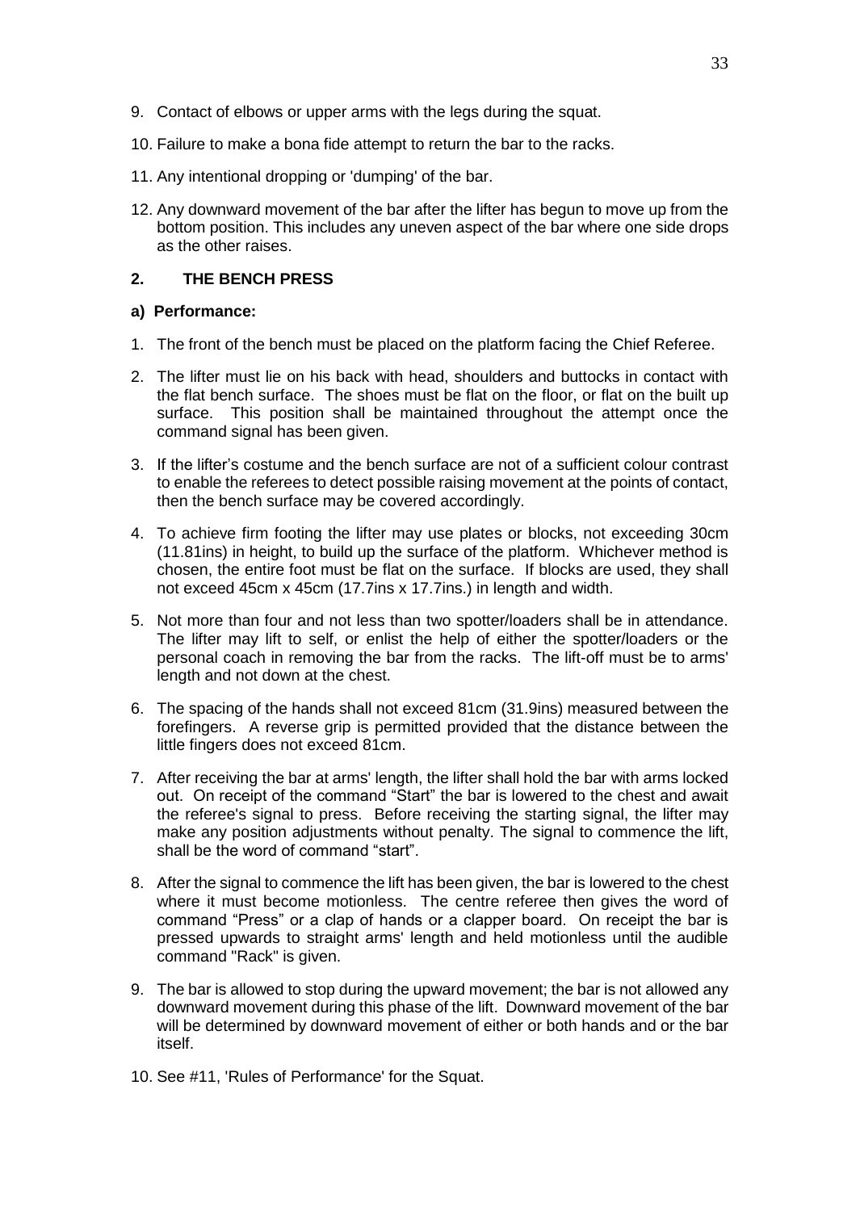9. Contact of elbows or upper arms with the legs during the squat.

10. Failure to make a bona fide attempt to return the bar to the racks.

11. Any intentional dropping or 'dumping' of the bar.

12. Any downward movement of the bar after the lifter has begun to move up from the bottom position. This includes any uneven aspect of the bar where one side drops as the other raises.

## 2. THE BENCH PRESS

### a) Performance:

1. The front of the bench must be placed on the platform facing the Chief Referee.

2. The lifter must lie on his back with head, shoulders and buttocks in contact with the flat bench surface. The shoes must be flat on the floor, or flat on the built up surface. This position shall be maintained throughout the attempt once the command signal has been given.

3. If the lifter's costume and the bench surface are not of a sufficient colour contrast to enable the referees to detect possible raising movement at the points of contact, then the bench surface may be covered accordingly.

4. To achieve firm footing the lifter may use plates or blocks, not exceeding 30cm (11.81ins) in height, to build up the surface of the platform. Whichever method is chosen, the entire foot must be flat on the surface. If blocks are used, they shall not exceed 45cm x 45cm (17.7ins x 17.7ins.) in length and width.

5. Not more than four and not less than two spotter/loaders shall be in attendance. The lifter may lift to self, or enlist the help of either the spotter/loaders or the personal coach in removing the bar from the racks. The lift-off must be to arms' length and not down at the chest.

6. The spacing of the hands shall not exceed 81cm (31.9ins) measured between the forefingers. A reverse grip is permitted provided that the distance between the little fingers does not exceed 81cm.

7. After receiving the bar at arms' length, the lifter shall hold the bar with arms locked out. On receipt of the command "Start" the bar is lowered to the chest and await the referee's signal to press. Before receiving the starting signal, the lifter may make any position adjustments without penalty. The signal to commence the lift, shall be the word of command "start".

8. After the signal to commence the lift has been given, the bar is lowered to the chest where it must become motionless. The centre referee then gives the word of command "Press" or a clap of hands or a clapper board. On receipt the bar is pressed upwards to straight arms' length and held motionless until the audible command "Rack" is given.

9. The bar is allowed to stop during the upward movement; the bar is not allowed any downward movement during this phase of the lift. Downward movement of the bar will be determined by downward movement of either or both hands and or the bar itself.

10. See #11, 'Rules of Performance' for the Squat.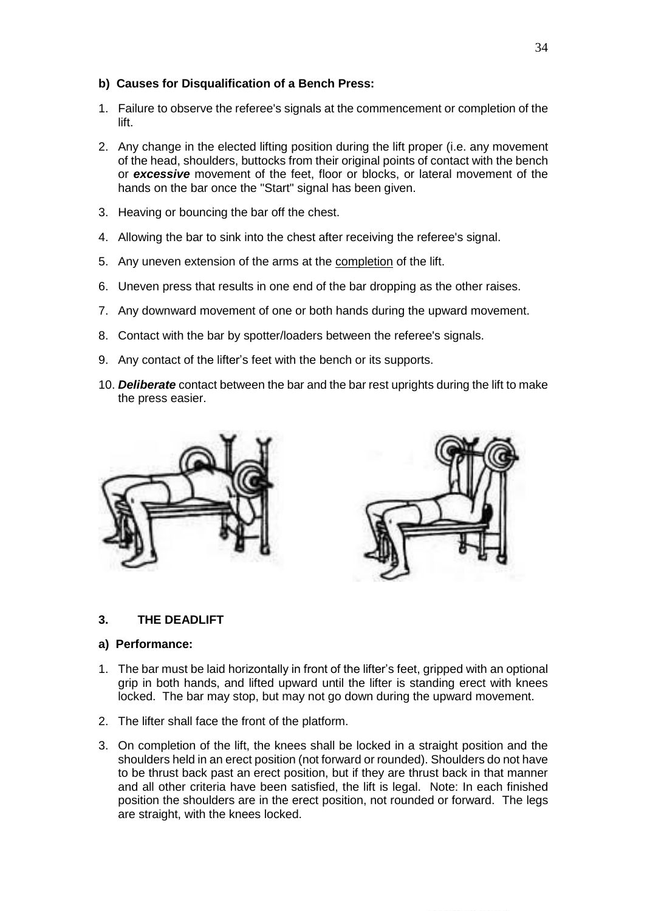**b) Causes for Disqualification of a Bench Press:**

1. Failure to observe the referee's signals at the commencement or completion of the lift.
2. Any change in the elected lifting position during the lift proper (i.e. any movement of the head, shoulders, buttocks from their original points of contact with the bench or ***excessive*** movement of the feet, floor or blocks, or lateral movement of the hands on the bar once the "Start" signal has been given.
3. Heaving or bouncing the bar off the chest.
4. Allowing the bar to sink into the chest after receiving the referee's signal.
5. Any uneven extension of the arms at the completion of the lift.
6. Uneven press that results in one end of the bar dropping as the other raises.
7. Any downward movement of one or both hands during the upward movement.
8. Contact with the bar by spotter/loaders between the referee's signals.
9. Any contact of the lifter's feet with the bench or its supports.
10. ***Deliberate*** contact between the bar and the bar rest uprights during the lift to make the press easier.

## 3. THE DEADLIFT

**a) Performance:**

1. The bar must be laid horizontally in front of the lifter's feet, gripped with an optional grip in both hands, and lifted upward until the lifter is standing erect with knees locked. The bar may stop, but may not go down during the upward movement.
2. The lifter shall face the front of the platform.
3. On completion of the lift, the knees shall be locked in a straight position and the shoulders held in an erect position (not forward or rounded). Shoulders do not have to be thrust back past an erect position, but if they are thrust back in that manner and all other criteria have been satisfied, the lift is legal. Note: In each finished position the shoulders are in the erect position, not rounded or forward. The legs are straight, with the knees locked.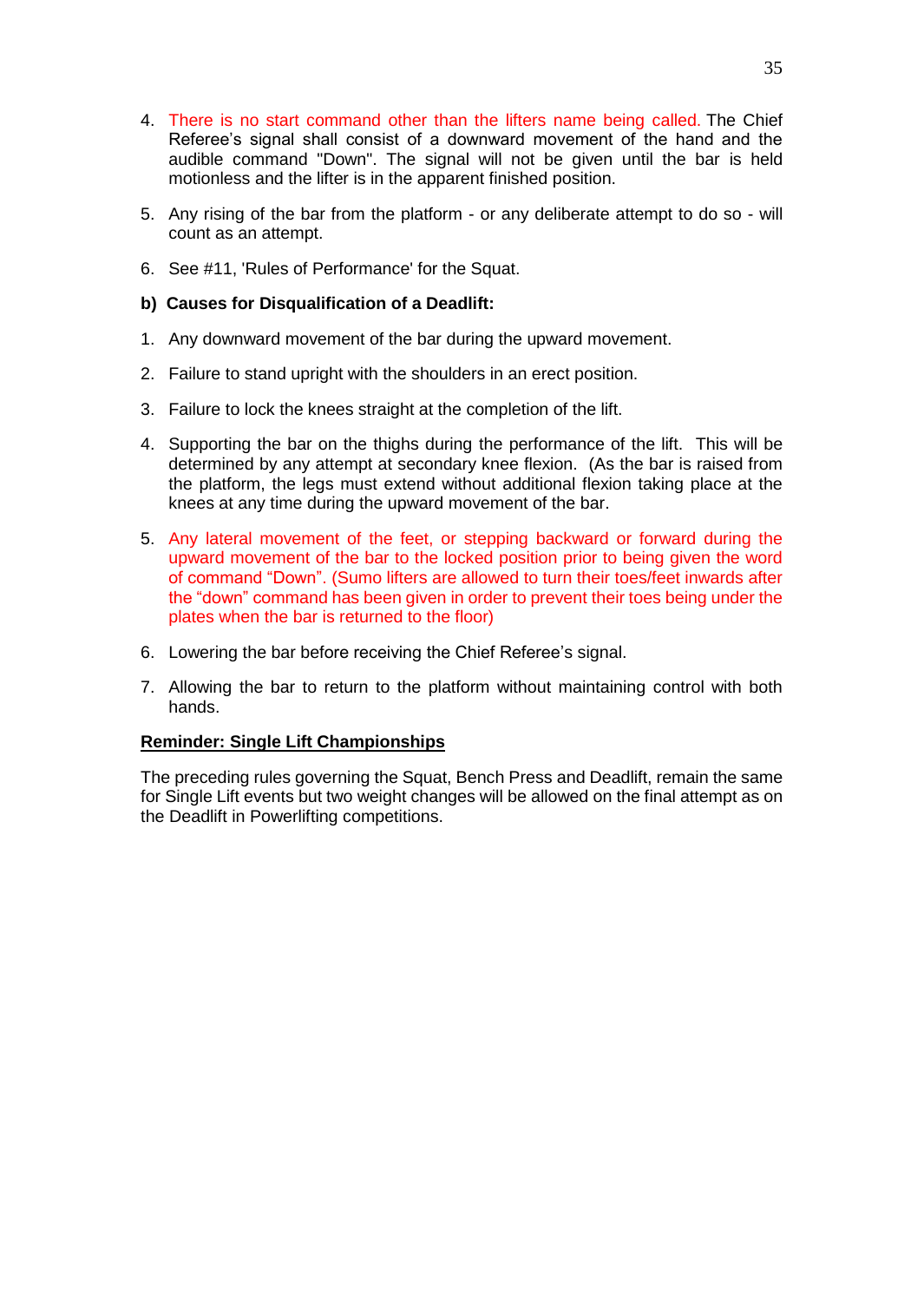4. There is no start command other than the lifters name being called. The Chief Referee's signal shall consist of a downward movement of the hand and the audible command "Down". The signal will not be given until the bar is held motionless and the lifter is in the apparent finished position.

5. Any rising of the bar from the platform - or any deliberate attempt to do so - will count as an attempt.

6. See #11, 'Rules of Performance' for the Squat.

**b) Causes for Disqualification of a Deadlift:**

1. Any downward movement of the bar during the upward movement.

2. Failure to stand upright with the shoulders in an erect position.

3. Failure to lock the knees straight at the completion of the lift.

4. Supporting the bar on the thighs during the performance of the lift. This will be determined by any attempt at secondary knee flexion. (As the bar is raised from the platform, the legs must extend without additional flexion taking place at the knees at any time during the upward movement of the bar.

5. Any lateral movement of the feet, or stepping backward or forward during the upward movement of the bar to the locked position prior to being given the word of command "Down". (Sumo lifters are allowed to turn their toes/feet inwards after the "down" command has been given in order to prevent their toes being under the plates when the bar is returned to the floor)

6. Lowering the bar before receiving the Chief Referee's signal.

7. Allowing the bar to return to the platform without maintaining control with both hands.

<u>**Reminder: Single Lift Championships**</u>

The preceding rules governing the Squat, Bench Press and Deadlift, remain the same for Single Lift events but two weight changes will be allowed on the final attempt as on the Deadlift in Powerlifting competitions.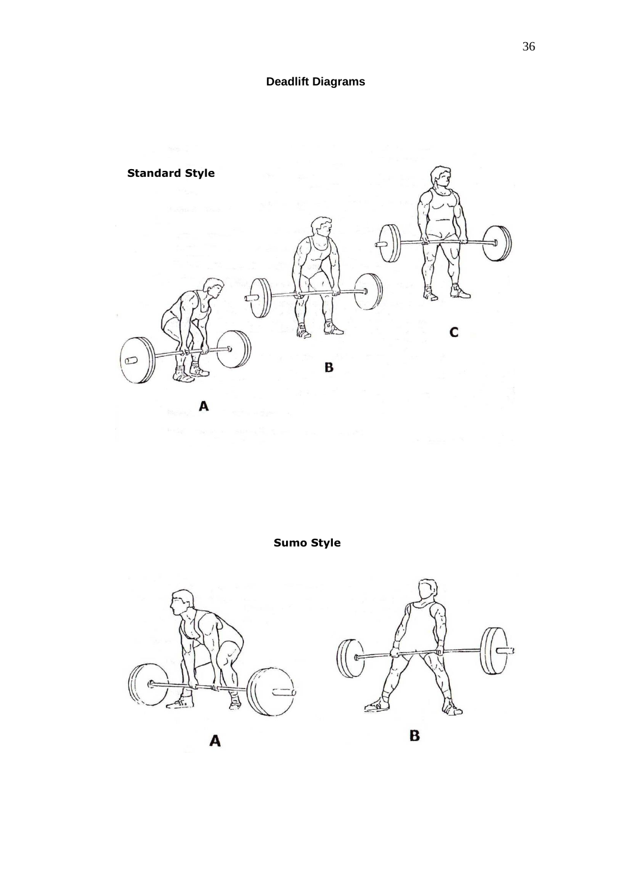**Deadlift Diagrams**

**Standard Style**

A

B

C

**Sumo Style**

A

B